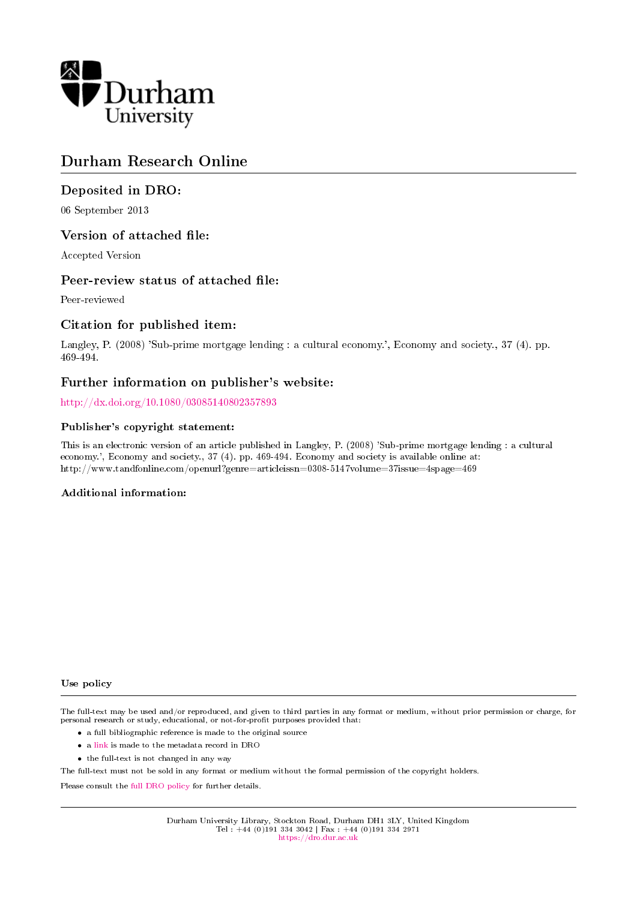Durham University

# Durham Research Online

## Deposited in DRO:

06 September 2013

## Version of attached file:

Accepted Version

## Peer-review status of attached file:

Peer-reviewed

## Citation for published item:

Langley, P. (2008) 'Sub-prime mortgage lending : a cultural economy.', Economy and society., 37 (4). pp. 469-494.

## Further information on publisher's website:

http://dx.doi.org/10.1080/03085140802357893

### Publisher's copyright statement:

This is an electronic version of an article published in Langley, P. (2008) 'Sub-prime mortgage lending : a cultural economy.', Economy and society., 37 (4). pp. 469-494. Economy and society is available online at: http://www.tandfonline.com/openurl?genre=articleissn=0308-5147volume=37issue=4spage=469

### Additional information:

### Use policy

The full-text may be used and/or reproduced, and given to third parties in any format or medium, without prior permission or charge, for personal research or study, educational, or not-for-profit purposes provided that:

- a full bibliographic reference is made to the original source
- a link is made to the metadata record in DRO
- the full-text is not changed in any way

The full-text must not be sold in any format or medium without the formal permission of the copyright holders.

Please consult the full DRO policy for further details.

Durham University Library, Stockton Road, Durham DH1 3LY, United Kingdom
Tel : +44 (0)191 334 3042 | Fax : +44 (0)191 334 2971
https://dro.dur.ac.uk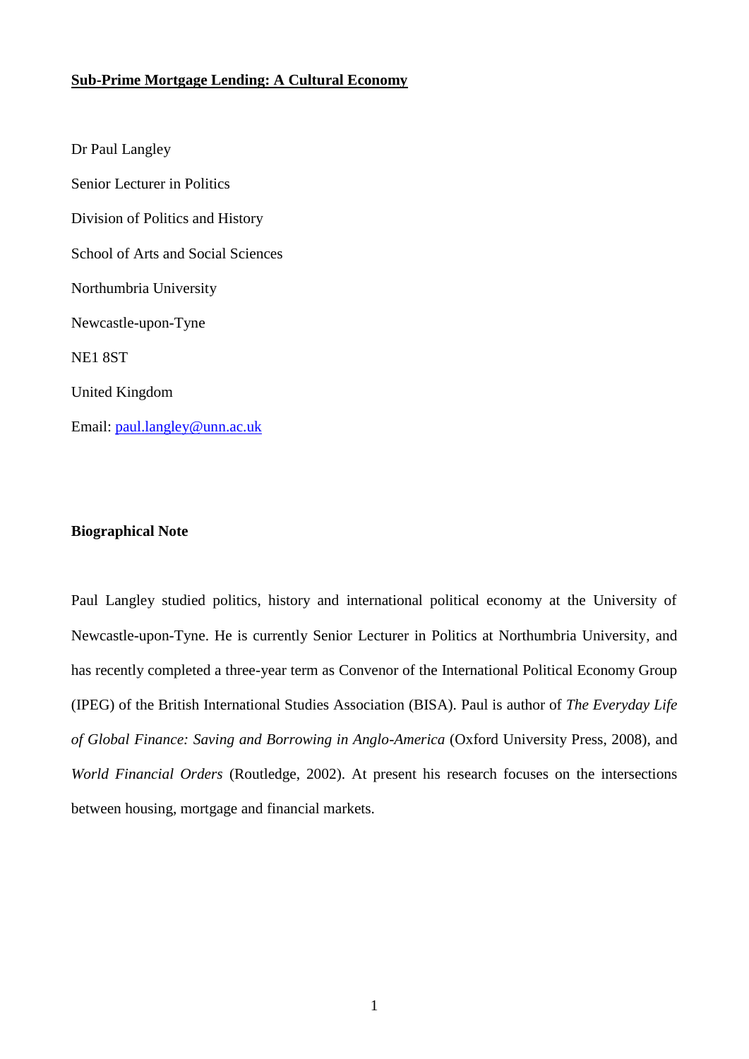# **Sub-Prime Mortgage Lending: A Cultural Economy**

Dr Paul Langley

Senior Lecturer in Politics

Division of Politics and History

School of Arts and Social Sciences

Northumbria University

Newcastle-upon-Tyne

NE1 8ST

United Kingdom

Email: paul.langley@unn.ac.uk

## **Biographical Note**

Paul Langley studied politics, history and international political economy at the University of Newcastle-upon-Tyne. He is currently Senior Lecturer in Politics at Northumbria University, and has recently completed a three-year term as Convenor of the International Political Economy Group (IPEG) of the British International Studies Association (BISA). Paul is author of *The Everyday Life of Global Finance: Saving and Borrowing in Anglo-America* (Oxford University Press, 2008), and *World Financial Orders* (Routledge, 2002). At present his research focuses on the intersections between housing, mortgage and financial markets.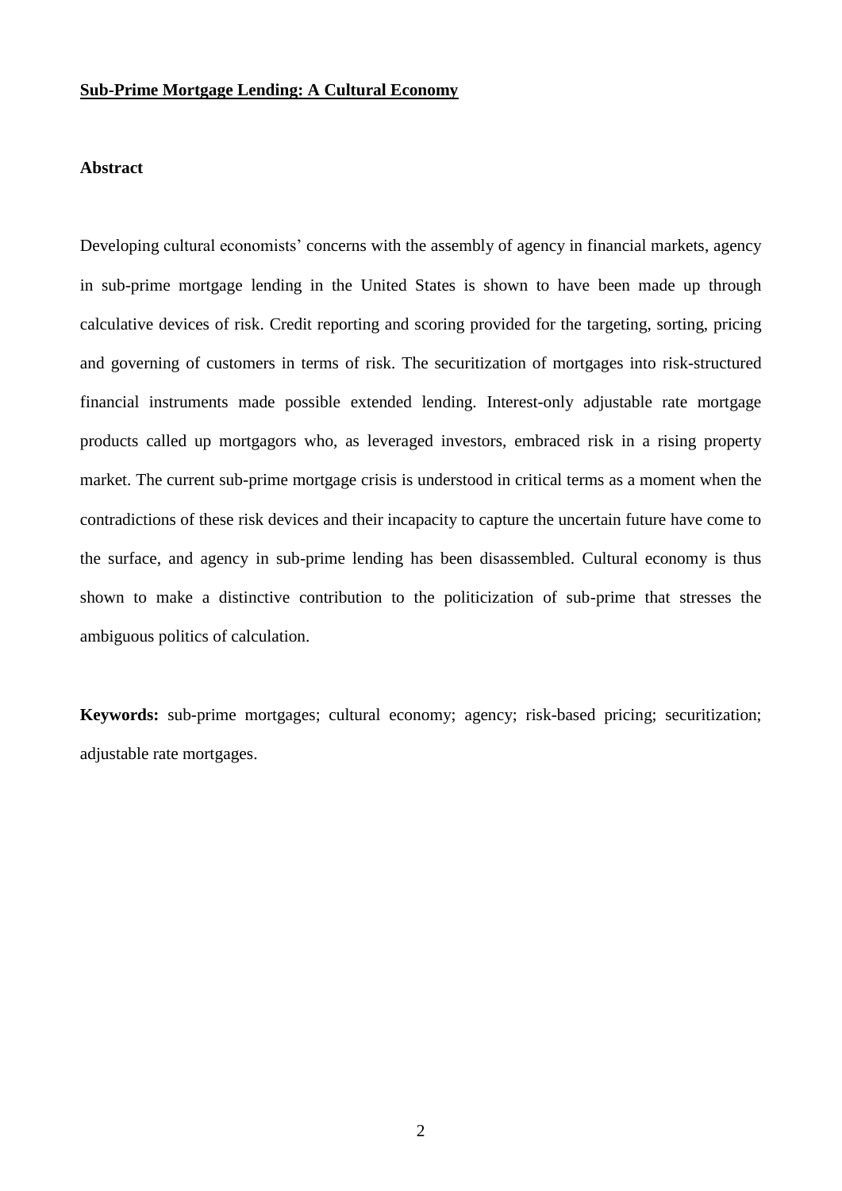# Sub-Prime Mortgage Lending: A Cultural Economy

## Abstract

Developing cultural economists' concerns with the assembly of agency in financial markets, agency in sub-prime mortgage lending in the United States is shown to have been made up through calculative devices of risk. Credit reporting and scoring provided for the targeting, sorting, pricing and governing of customers in terms of risk. The securitization of mortgages into risk-structured financial instruments made possible extended lending. Interest-only adjustable rate mortgage products called up mortgagors who, as leveraged investors, embraced risk in a rising property market. The current sub-prime mortgage crisis is understood in critical terms as a moment when the contradictions of these risk devices and their incapacity to capture the uncertain future have come to the surface, and agency in sub-prime lending has been disassembled. Cultural economy is thus shown to make a distinctive contribution to the politicization of sub-prime that stresses the ambiguous politics of calculation.

**Keywords:** sub-prime mortgages; cultural economy; agency; risk-based pricing; securitization; adjustable rate mortgages.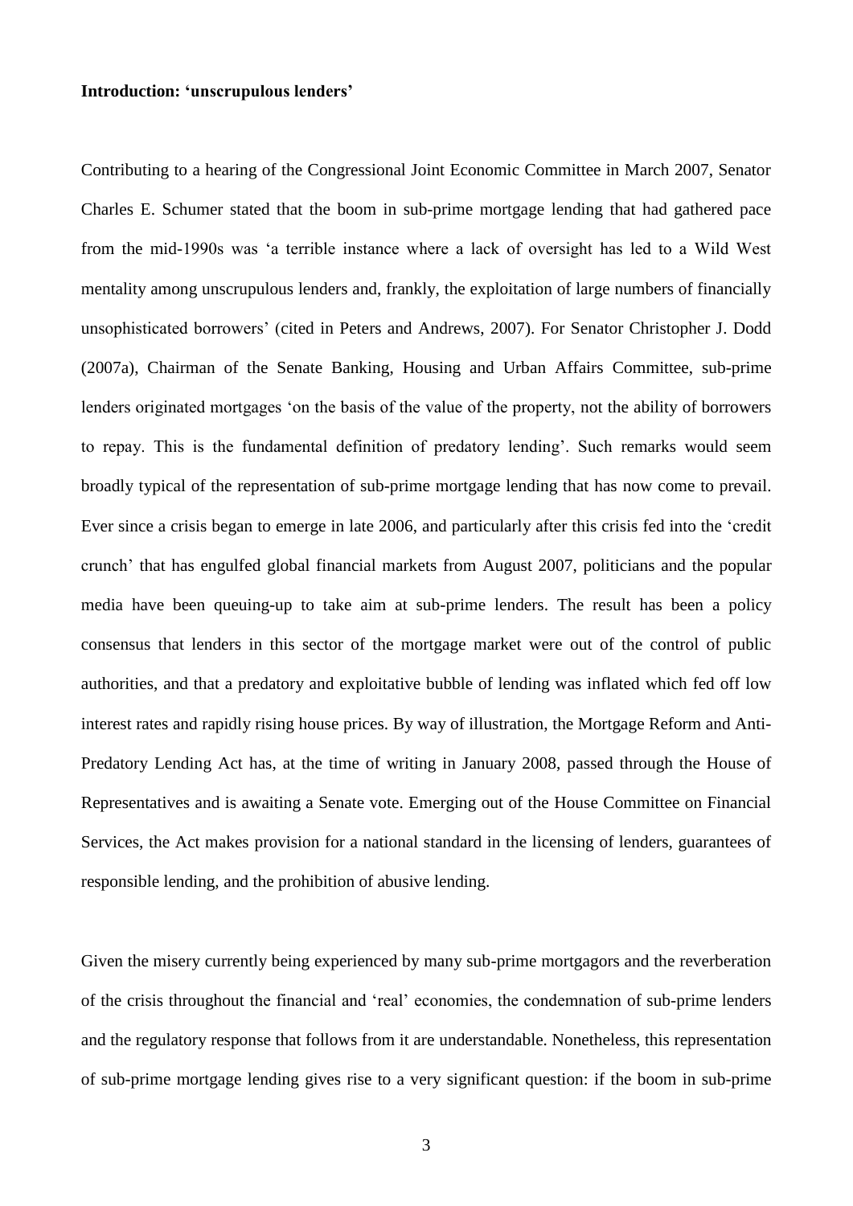## Introduction: 'unscrupulous lenders'

Contributing to a hearing of the Congressional Joint Economic Committee in March 2007, Senator Charles E. Schumer stated that the boom in sub-prime mortgage lending that had gathered pace from the mid-1990s was 'a terrible instance where a lack of oversight has led to a Wild West mentality among unscrupulous lenders and, frankly, the exploitation of large numbers of financially unsophisticated borrowers' (cited in Peters and Andrews, 2007). For Senator Christopher J. Dodd (2007a), Chairman of the Senate Banking, Housing and Urban Affairs Committee, sub-prime lenders originated mortgages 'on the basis of the value of the property, not the ability of borrowers to repay. This is the fundamental definition of predatory lending'. Such remarks would seem broadly typical of the representation of sub-prime mortgage lending that has now come to prevail. Ever since a crisis began to emerge in late 2006, and particularly after this crisis fed into the 'credit crunch' that has engulfed global financial markets from August 2007, politicians and the popular media have been queuing-up to take aim at sub-prime lenders. The result has been a policy consensus that lenders in this sector of the mortgage market were out of the control of public authorities, and that a predatory and exploitative bubble of lending was inflated which fed off low interest rates and rapidly rising house prices. By way of illustration, the Mortgage Reform and Anti-Predatory Lending Act has, at the time of writing in January 2008, passed through the House of Representatives and is awaiting a Senate vote. Emerging out of the House Committee on Financial Services, the Act makes provision for a national standard in the licensing of lenders, guarantees of responsible lending, and the prohibition of abusive lending.

Given the misery currently being experienced by many sub-prime mortgagors and the reverberation of the crisis throughout the financial and 'real' economies, the condemnation of sub-prime lenders and the regulatory response that follows from it are understandable. Nonetheless, this representation of sub-prime mortgage lending gives rise to a very significant question: if the boom in sub-prime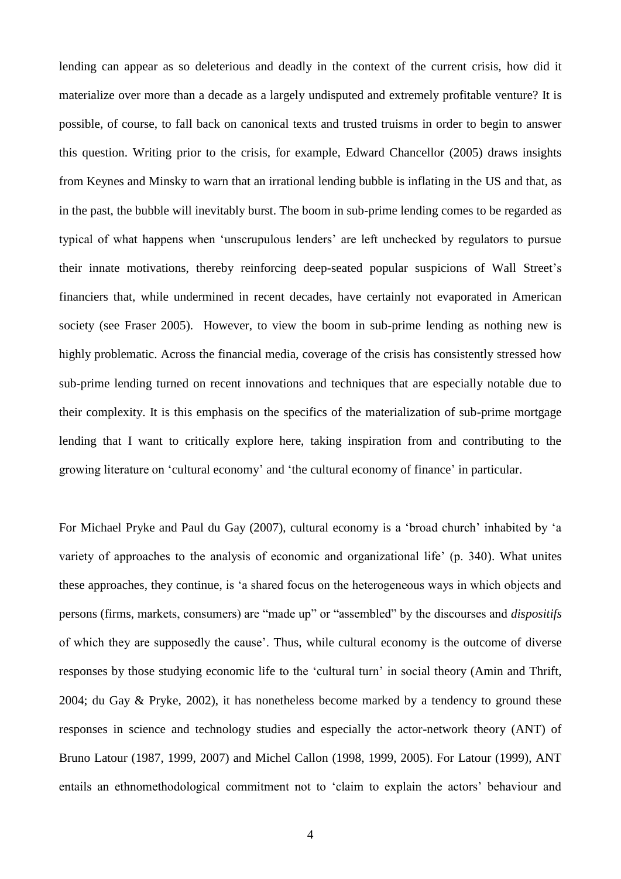lending can appear as so deleterious and deadly in the context of the current crisis, how did it materialize over more than a decade as a largely undisputed and extremely profitable venture? It is possible, of course, to fall back on canonical texts and trusted truisms in order to begin to answer this question. Writing prior to the crisis, for example, Edward Chancellor (2005) draws insights from Keynes and Minsky to warn that an irrational lending bubble is inflating in the US and that, as in the past, the bubble will inevitably burst. The boom in sub-prime lending comes to be regarded as typical of what happens when 'unscrupulous lenders' are left unchecked by regulators to pursue their innate motivations, thereby reinforcing deep-seated popular suspicions of Wall Street's financiers that, while undermined in recent decades, have certainly not evaporated in American society (see Fraser 2005). However, to view the boom in sub-prime lending as nothing new is highly problematic. Across the financial media, coverage of the crisis has consistently stressed how sub-prime lending turned on recent innovations and techniques that are especially notable due to their complexity. It is this emphasis on the specifics of the materialization of sub-prime mortgage lending that I want to critically explore here, taking inspiration from and contributing to the growing literature on 'cultural economy' and 'the cultural economy of finance' in particular.

For Michael Pryke and Paul du Gay (2007), cultural economy is a 'broad church' inhabited by 'a variety of approaches to the analysis of economic and organizational life' (p. 340). What unites these approaches, they continue, is 'a shared focus on the heterogeneous ways in which objects and persons (firms, markets, consumers) are "made up" or "assembled" by the discourses and *dispositifs* of which they are supposedly the cause'. Thus, while cultural economy is the outcome of diverse responses by those studying economic life to the 'cultural turn' in social theory (Amin and Thrift, 2004; du Gay & Pryke, 2002), it has nonetheless become marked by a tendency to ground these responses in science and technology studies and especially the actor-network theory (ANT) of Bruno Latour (1987, 1999, 2007) and Michel Callon (1998, 1999, 2005). For Latour (1999), ANT entails an ethnomethodological commitment not to 'claim to explain the actors' behaviour and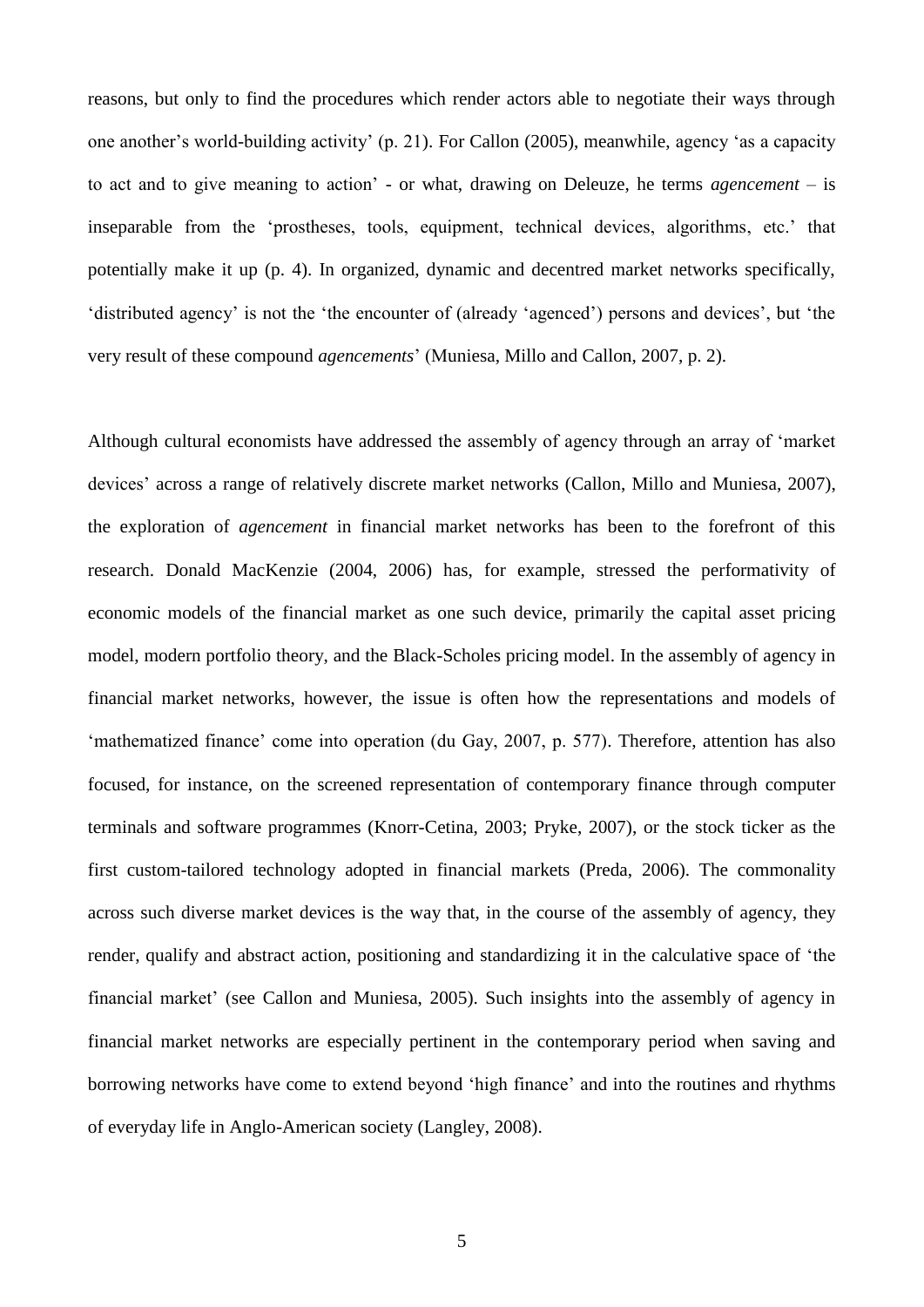reasons, but only to find the procedures which render actors able to negotiate their ways through one another's world-building activity' (p. 21). For Callon (2005), meanwhile, agency 'as a capacity to act and to give meaning to action' - or what, drawing on Deleuze, he terms *agencement* – is inseparable from the 'prostheses, tools, equipment, technical devices, algorithms, etc.' that potentially make it up (p. 4). In organized, dynamic and decentred market networks specifically, 'distributed agency' is not the 'the encounter of (already 'agenced') persons and devices', but 'the very result of these compound *agencements*' (Muniesa, Millo and Callon, 2007, p. 2).

Although cultural economists have addressed the assembly of agency through an array of 'market devices' across a range of relatively discrete market networks (Callon, Millo and Muniesa, 2007), the exploration of *agencement* in financial market networks has been to the forefront of this research. Donald MacKenzie (2004, 2006) has, for example, stressed the performativity of economic models of the financial market as one such device, primarily the capital asset pricing model, modern portfolio theory, and the Black-Scholes pricing model. In the assembly of agency in financial market networks, however, the issue is often how the representations and models of 'mathematized finance' come into operation (du Gay, 2007, p. 577). Therefore, attention has also focused, for instance, on the screened representation of contemporary finance through computer terminals and software programmes (Knorr-Cetina, 2003; Pryke, 2007), or the stock ticker as the first custom-tailored technology adopted in financial markets (Preda, 2006). The commonality across such diverse market devices is the way that, in the course of the assembly of agency, they render, qualify and abstract action, positioning and standardizing it in the calculative space of 'the financial market' (see Callon and Muniesa, 2005). Such insights into the assembly of agency in financial market networks are especially pertinent in the contemporary period when saving and borrowing networks have come to extend beyond 'high finance' and into the routines and rhythms of everyday life in Anglo-American society (Langley, 2008).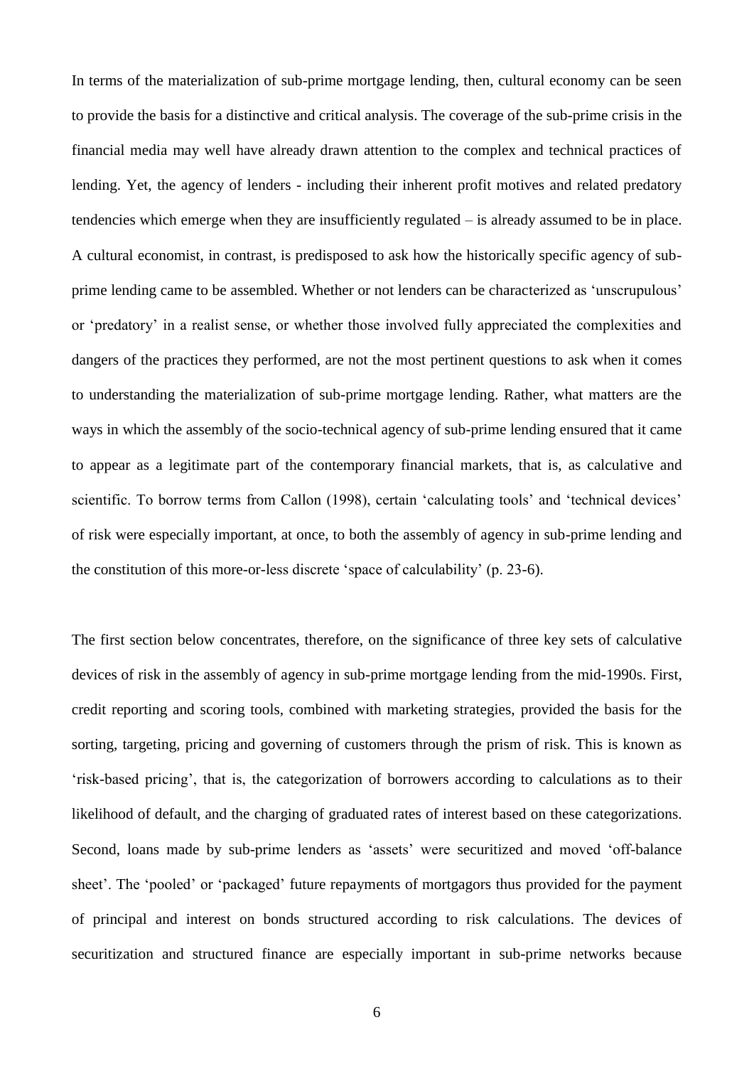In terms of the materialization of sub-prime mortgage lending, then, cultural economy can be seen to provide the basis for a distinctive and critical analysis. The coverage of the sub-prime crisis in the financial media may well have already drawn attention to the complex and technical practices of lending. Yet, the agency of lenders - including their inherent profit motives and related predatory tendencies which emerge when they are insufficiently regulated – is already assumed to be in place. A cultural economist, in contrast, is predisposed to ask how the historically specific agency of sub-prime lending came to be assembled. Whether or not lenders can be characterized as 'unscrupulous' or 'predatory' in a realist sense, or whether those involved fully appreciated the complexities and dangers of the practices they performed, are not the most pertinent questions to ask when it comes to understanding the materialization of sub-prime mortgage lending. Rather, what matters are the ways in which the assembly of the socio-technical agency of sub-prime lending ensured that it came to appear as a legitimate part of the contemporary financial markets, that is, as calculative and scientific. To borrow terms from Callon (1998), certain 'calculating tools' and 'technical devices' of risk were especially important, at once, to both the assembly of agency in sub-prime lending and the constitution of this more-or-less discrete 'space of calculability' (p. 23-6).

The first section below concentrates, therefore, on the significance of three key sets of calculative devices of risk in the assembly of agency in sub-prime mortgage lending from the mid-1990s. First, credit reporting and scoring tools, combined with marketing strategies, provided the basis for the sorting, targeting, pricing and governing of customers through the prism of risk. This is known as 'risk-based pricing', that is, the categorization of borrowers according to calculations as to their likelihood of default, and the charging of graduated rates of interest based on these categorizations. Second, loans made by sub-prime lenders as 'assets' were securitized and moved 'off-balance sheet'. The 'pooled' or 'packaged' future repayments of mortgagors thus provided for the payment of principal and interest on bonds structured according to risk calculations. The devices of securitization and structured finance are especially important in sub-prime networks because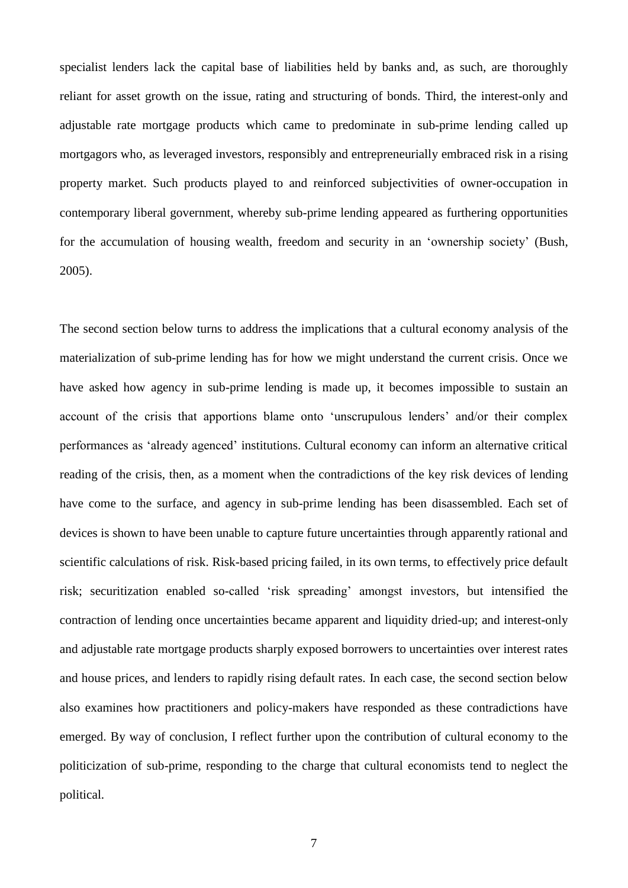specialist lenders lack the capital base of liabilities held by banks and, as such, are thoroughly reliant for asset growth on the issue, rating and structuring of bonds. Third, the interest-only and adjustable rate mortgage products which came to predominate in sub-prime lending called up mortgagors who, as leveraged investors, responsibly and entrepreneurially embraced risk in a rising property market. Such products played to and reinforced subjectivities of owner-occupation in contemporary liberal government, whereby sub-prime lending appeared as furthering opportunities for the accumulation of housing wealth, freedom and security in an 'ownership society' (Bush, 2005).

The second section below turns to address the implications that a cultural economy analysis of the materialization of sub-prime lending has for how we might understand the current crisis. Once we have asked how agency in sub-prime lending is made up, it becomes impossible to sustain an account of the crisis that apportions blame onto 'unscrupulous lenders' and/or their complex performances as 'already agenced' institutions. Cultural economy can inform an alternative critical reading of the crisis, then, as a moment when the contradictions of the key risk devices of lending have come to the surface, and agency in sub-prime lending has been disassembled. Each set of devices is shown to have been unable to capture future uncertainties through apparently rational and scientific calculations of risk. Risk-based pricing failed, in its own terms, to effectively price default risk; securitization enabled so-called 'risk spreading' amongst investors, but intensified the contraction of lending once uncertainties became apparent and liquidity dried-up; and interest-only and adjustable rate mortgage products sharply exposed borrowers to uncertainties over interest rates and house prices, and lenders to rapidly rising default rates. In each case, the second section below also examines how practitioners and policy-makers have responded as these contradictions have emerged. By way of conclusion, I reflect further upon the contribution of cultural economy to the politicization of sub-prime, responding to the charge that cultural economists tend to neglect the political.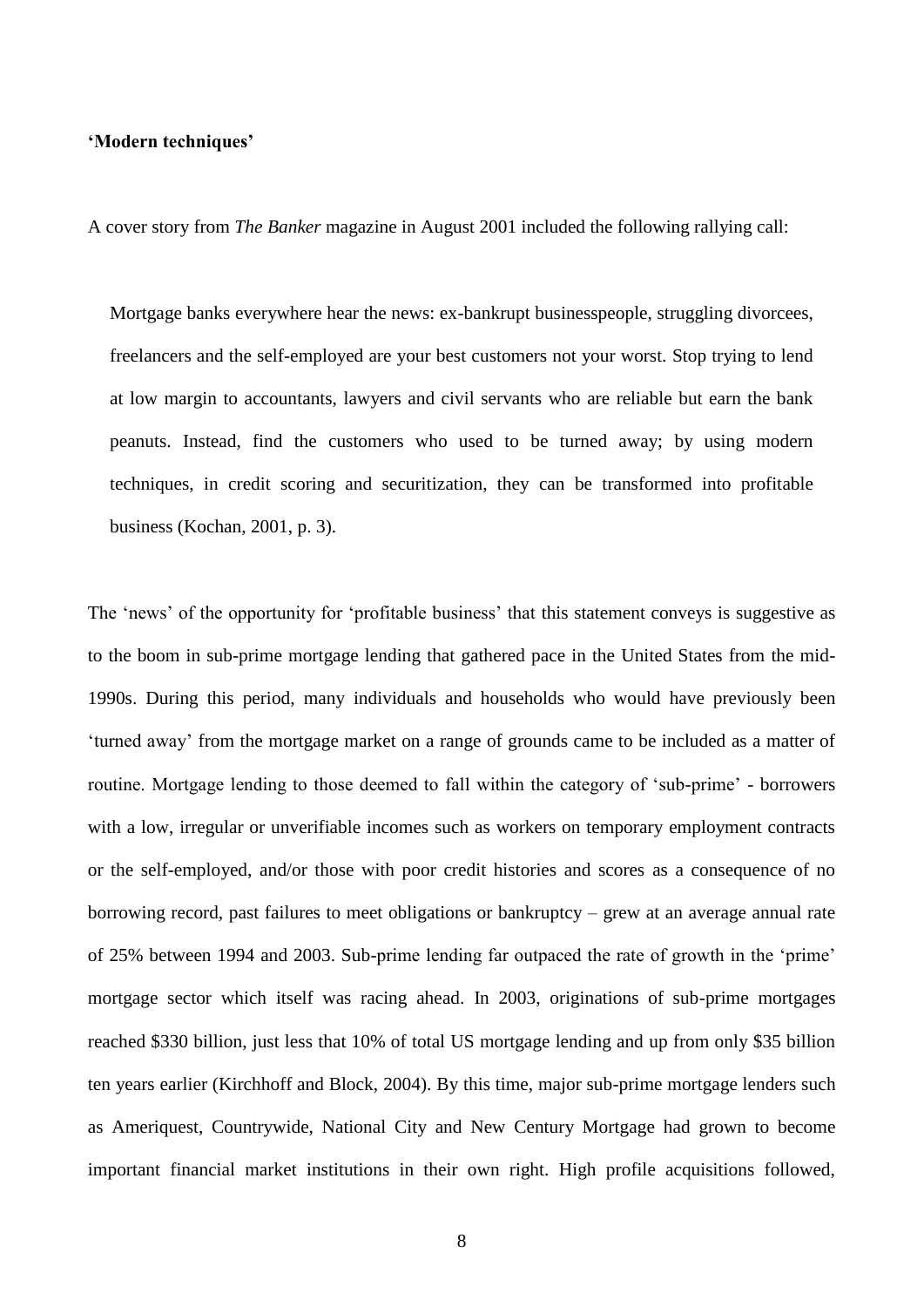**'Modern techniques'**

A cover story from *The Banker* magazine in August 2001 included the following rallying call:

> Mortgage banks everywhere hear the news: ex-bankrupt businesspeople, struggling divorcees, freelancers and the self-employed are your best customers not your worst. Stop trying to lend at low margin to accountants, lawyers and civil servants who are reliable but earn the bank peanuts. Instead, find the customers who used to be turned away; by using modern techniques, in credit scoring and securitization, they can be transformed into profitable business (Kochan, 2001, p. 3).

The 'news' of the opportunity for 'profitable business' that this statement conveys is suggestive as to the boom in sub-prime mortgage lending that gathered pace in the United States from the mid-1990s. During this period, many individuals and households who would have previously been 'turned away' from the mortgage market on a range of grounds came to be included as a matter of routine. Mortgage lending to those deemed to fall within the category of 'sub-prime' - borrowers with a low, irregular or unverifiable incomes such as workers on temporary employment contracts or the self-employed, and/or those with poor credit histories and scores as a consequence of no borrowing record, past failures to meet obligations or bankruptcy – grew at an average annual rate of 25% between 1994 and 2003. Sub-prime lending far outpaced the rate of growth in the 'prime' mortgage sector which itself was racing ahead. In 2003, originations of sub-prime mortgages reached \$330 billion, just less that 10% of total US mortgage lending and up from only \$35 billion ten years earlier (Kirchhoff and Block, 2004). By this time, major sub-prime mortgage lenders such as Ameriquest, Countrywide, National City and New Century Mortgage had grown to become important financial market institutions in their own right. High profile acquisitions followed,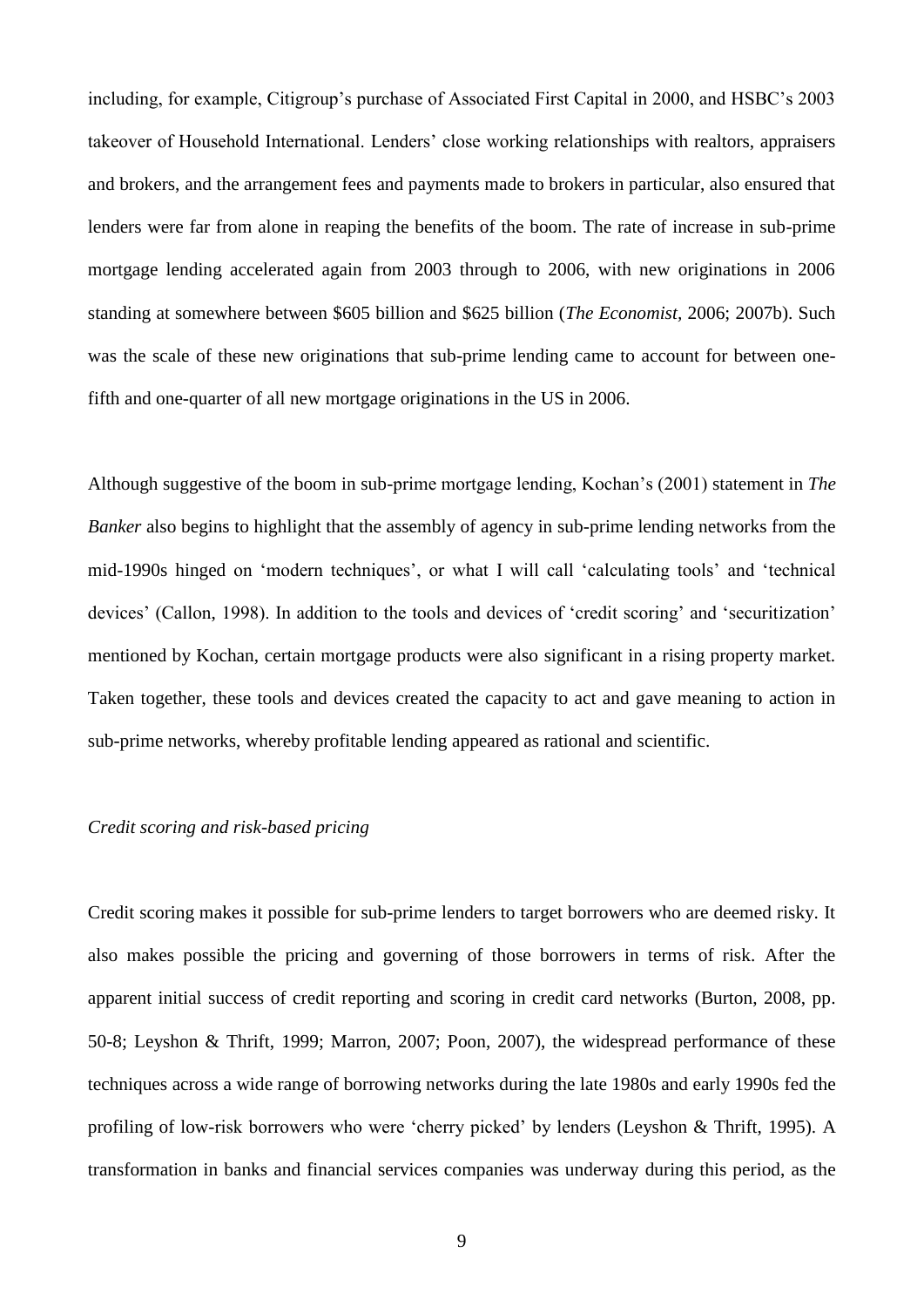including, for example, Citigroup's purchase of Associated First Capital in 2000, and HSBC's 2003 takeover of Household International. Lenders' close working relationships with realtors, appraisers and brokers, and the arrangement fees and payments made to brokers in particular, also ensured that lenders were far from alone in reaping the benefits of the boom. The rate of increase in sub-prime mortgage lending accelerated again from 2003 through to 2006, with new originations in 2006 standing at somewhere between $605 billion and $625 billion (*The Economist*, 2006; 2007b). Such was the scale of these new originations that sub-prime lending came to account for between one-fifth and one-quarter of all new mortgage originations in the US in 2006.

Although suggestive of the boom in sub-prime mortgage lending, Kochan's (2001) statement in *The Banker* also begins to highlight that the assembly of agency in sub-prime lending networks from the mid-1990s hinged on 'modern techniques', or what I will call 'calculating tools' and 'technical devices' (Callon, 1998). In addition to the tools and devices of 'credit scoring' and 'securitization' mentioned by Kochan, certain mortgage products were also significant in a rising property market. Taken together, these tools and devices created the capacity to act and gave meaning to action in sub-prime networks, whereby profitable lending appeared as rational and scientific.

*Credit scoring and risk-based pricing*

Credit scoring makes it possible for sub-prime lenders to target borrowers who are deemed risky. It also makes possible the pricing and governing of those borrowers in terms of risk. After the apparent initial success of credit reporting and scoring in credit card networks (Burton, 2008, pp. 50-8; Leyshon & Thrift, 1999; Marron, 2007; Poon, 2007), the widespread performance of these techniques across a wide range of borrowing networks during the late 1980s and early 1990s fed the profiling of low-risk borrowers who were 'cherry picked' by lenders (Leyshon & Thrift, 1995). A transformation in banks and financial services companies was underway during this period, as the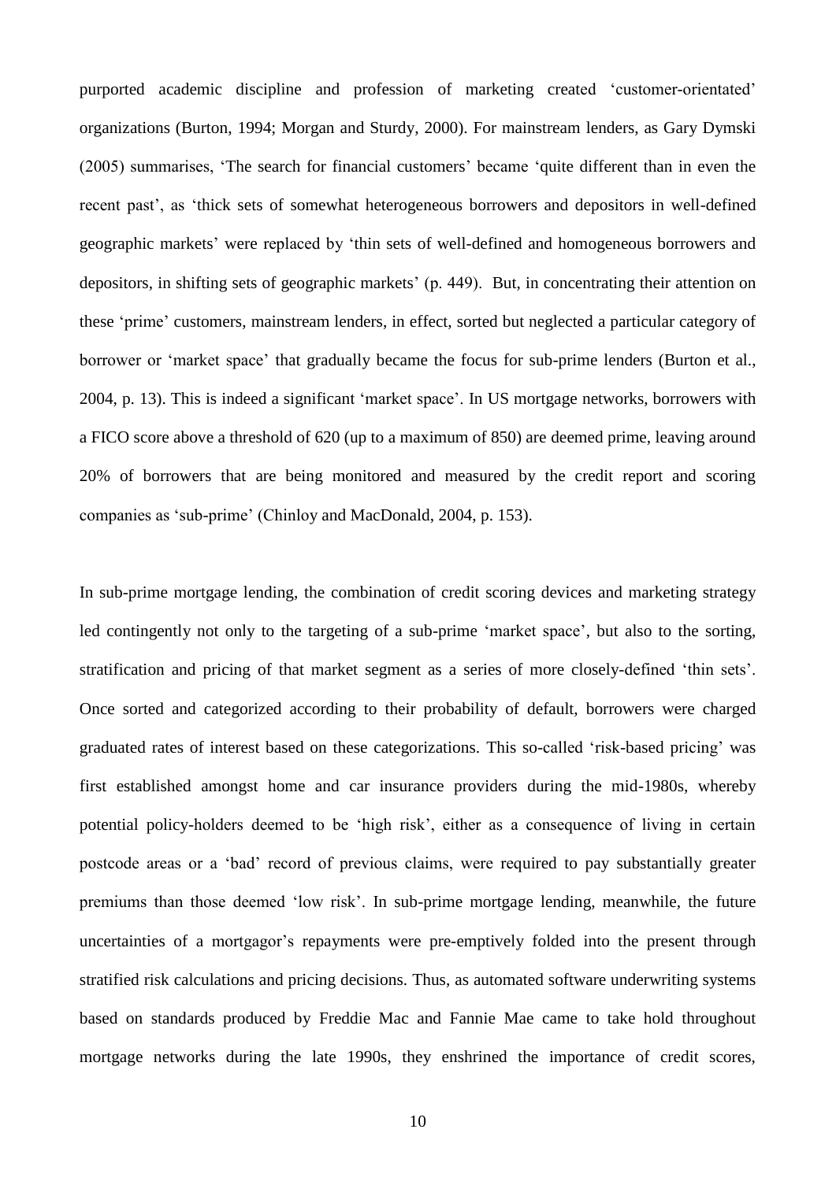purported academic discipline and profession of marketing created 'customer-orientated' organizations (Burton, 1994; Morgan and Sturdy, 2000). For mainstream lenders, as Gary Dymski (2005) summarises, 'The search for financial customers' became 'quite different than in even the recent past', as 'thick sets of somewhat heterogeneous borrowers and depositors in well-defined geographic markets' were replaced by 'thin sets of well-defined and homogeneous borrowers and depositors, in shifting sets of geographic markets' (p. 449). But, in concentrating their attention on these 'prime' customers, mainstream lenders, in effect, sorted but neglected a particular category of borrower or 'market space' that gradually became the focus for sub-prime lenders (Burton et al., 2004, p. 13). This is indeed a significant 'market space'. In US mortgage networks, borrowers with a FICO score above a threshold of 620 (up to a maximum of 850) are deemed prime, leaving around 20% of borrowers that are being monitored and measured by the credit report and scoring companies as 'sub-prime' (Chinloy and MacDonald, 2004, p. 153).

In sub-prime mortgage lending, the combination of credit scoring devices and marketing strategy led contingently not only to the targeting of a sub-prime 'market space', but also to the sorting, stratification and pricing of that market segment as a series of more closely-defined 'thin sets'. Once sorted and categorized according to their probability of default, borrowers were charged graduated rates of interest based on these categorizations. This so-called 'risk-based pricing' was first established amongst home and car insurance providers during the mid-1980s, whereby potential policy-holders deemed to be 'high risk', either as a consequence of living in certain postcode areas or a 'bad' record of previous claims, were required to pay substantially greater premiums than those deemed 'low risk'. In sub-prime mortgage lending, meanwhile, the future uncertainties of a mortgagor's repayments were pre-emptively folded into the present through stratified risk calculations and pricing decisions. Thus, as automated software underwriting systems based on standards produced by Freddie Mac and Fannie Mae came to take hold throughout mortgage networks during the late 1990s, they enshrined the importance of credit scores,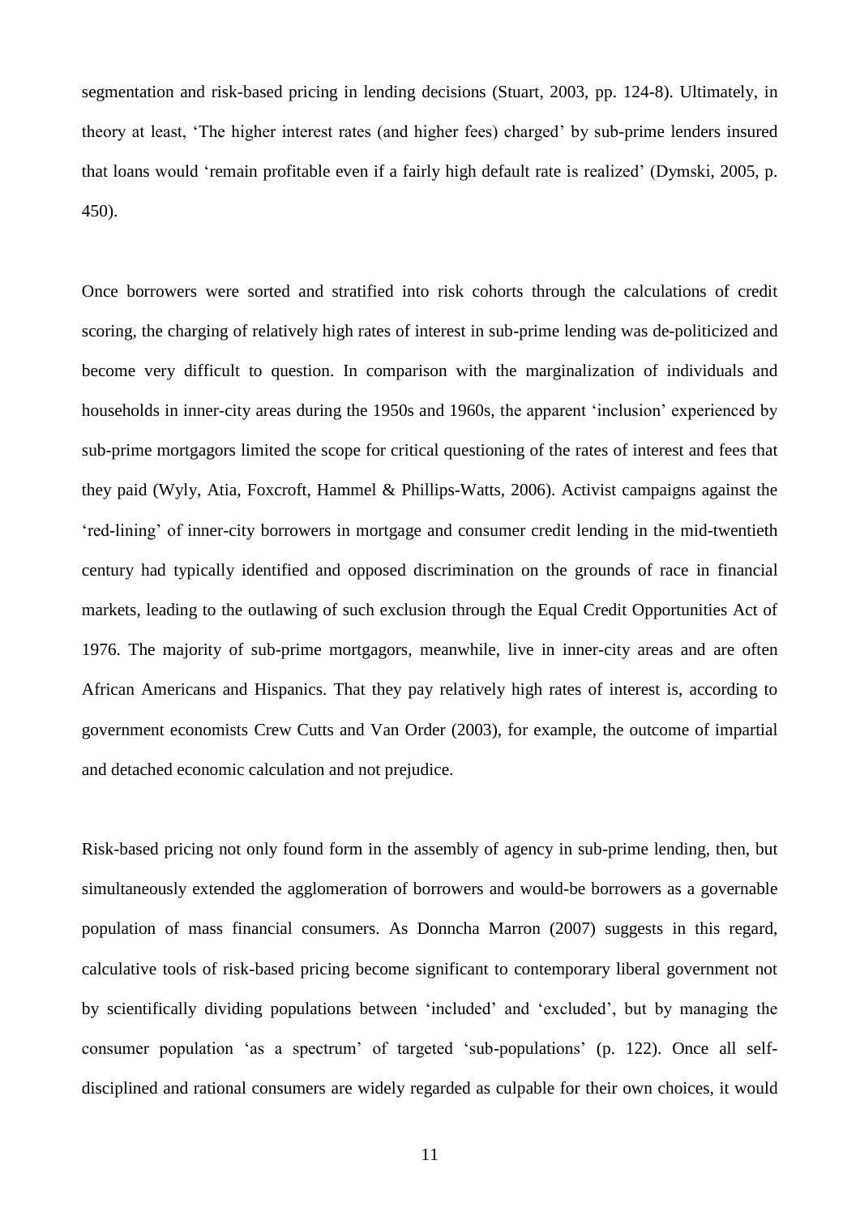segmentation and risk-based pricing in lending decisions (Stuart, 2003, pp. 124-8). Ultimately, in theory at least, 'The higher interest rates (and higher fees) charged' by sub-prime lenders insured that loans would 'remain profitable even if a fairly high default rate is realized' (Dymski, 2005, p. 450).

Once borrowers were sorted and stratified into risk cohorts through the calculations of credit scoring, the charging of relatively high rates of interest in sub-prime lending was de-politicized and become very difficult to question. In comparison with the marginalization of individuals and households in inner-city areas during the 1950s and 1960s, the apparent 'inclusion' experienced by sub-prime mortgagors limited the scope for critical questioning of the rates of interest and fees that they paid (Wyly, Atia, Foxcroft, Hammel & Phillips-Watts, 2006). Activist campaigns against the 'red-lining' of inner-city borrowers in mortgage and consumer credit lending in the mid-twentieth century had typically identified and opposed discrimination on the grounds of race in financial markets, leading to the outlawing of such exclusion through the Equal Credit Opportunities Act of 1976. The majority of sub-prime mortgagors, meanwhile, live in inner-city areas and are often African Americans and Hispanics. That they pay relatively high rates of interest is, according to government economists Crew Cutts and Van Order (2003), for example, the outcome of impartial and detached economic calculation and not prejudice.

Risk-based pricing not only found form in the assembly of agency in sub-prime lending, then, but simultaneously extended the agglomeration of borrowers and would-be borrowers as a governable population of mass financial consumers. As Donncha Marron (2007) suggests in this regard, calculative tools of risk-based pricing become significant to contemporary liberal government not by scientifically dividing populations between 'included' and 'excluded', but by managing the consumer population 'as a spectrum' of targeted 'sub-populations' (p. 122). Once all self-disciplined and rational consumers are widely regarded as culpable for their own choices, it would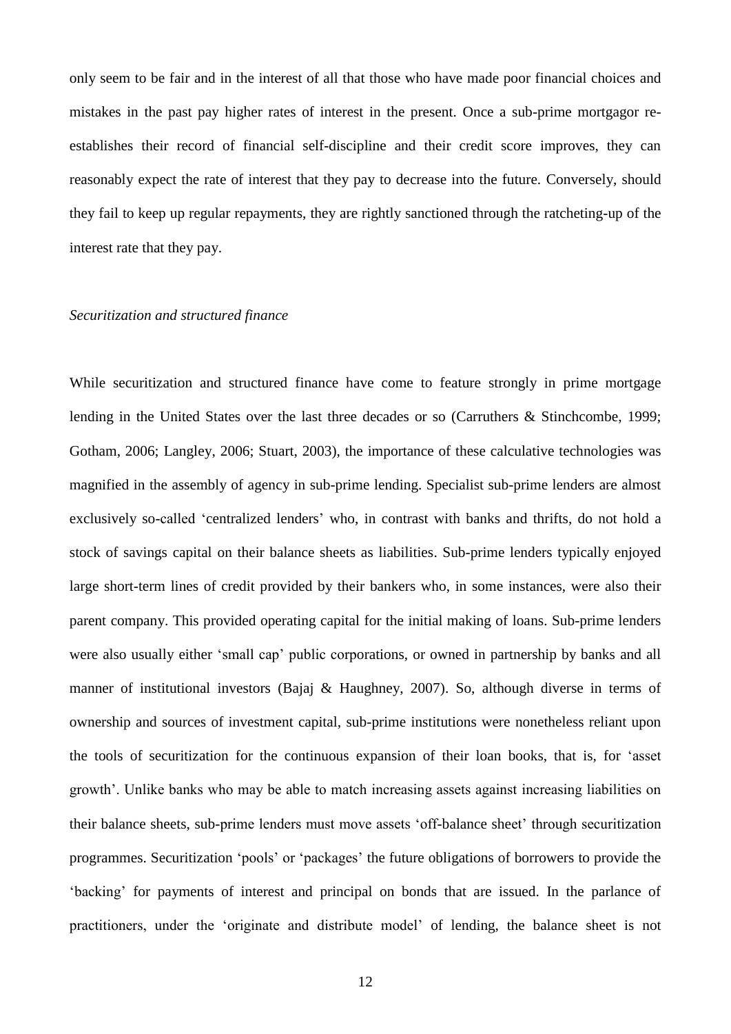only seem to be fair and in the interest of all that those who have made poor financial choices and mistakes in the past pay higher rates of interest in the present. Once a sub-prime mortgagor re-establishes their record of financial self-discipline and their credit score improves, they can reasonably expect the rate of interest that they pay to decrease into the future. Conversely, should they fail to keep up regular repayments, they are rightly sanctioned through the ratcheting-up of the interest rate that they pay.

*Securitization and structured finance*

While securitization and structured finance have come to feature strongly in prime mortgage lending in the United States over the last three decades or so (Carruthers & Stinchcombe, 1999; Gotham, 2006; Langley, 2006; Stuart, 2003), the importance of these calculative technologies was magnified in the assembly of agency in sub-prime lending. Specialist sub-prime lenders are almost exclusively so-called 'centralized lenders' who, in contrast with banks and thrifts, do not hold a stock of savings capital on their balance sheets as liabilities. Sub-prime lenders typically enjoyed large short-term lines of credit provided by their bankers who, in some instances, were also their parent company. This provided operating capital for the initial making of loans. Sub-prime lenders were also usually either 'small cap' public corporations, or owned in partnership by banks and all manner of institutional investors (Bajaj & Haughney, 2007). So, although diverse in terms of ownership and sources of investment capital, sub-prime institutions were nonetheless reliant upon the tools of securitization for the continuous expansion of their loan books, that is, for 'asset growth'. Unlike banks who may be able to match increasing assets against increasing liabilities on their balance sheets, sub-prime lenders must move assets 'off-balance sheet' through securitization programmes. Securitization 'pools' or 'packages' the future obligations of borrowers to provide the 'backing' for payments of interest and principal on bonds that are issued. In the parlance of practitioners, under the 'originate and distribute model' of lending, the balance sheet is not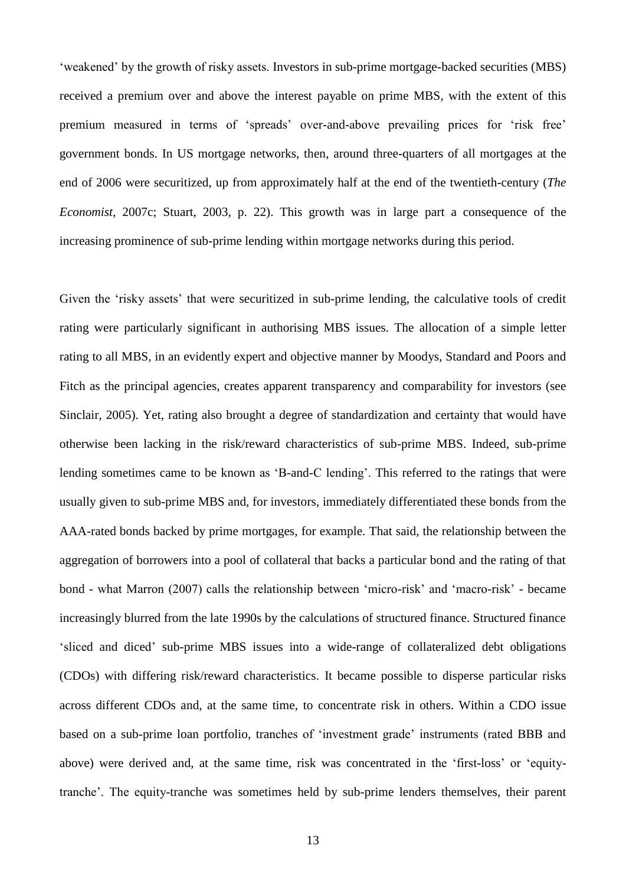'weakened' by the growth of risky assets. Investors in sub-prime mortgage-backed securities (MBS) received a premium over and above the interest payable on prime MBS, with the extent of this premium measured in terms of 'spreads' over-and-above prevailing prices for 'risk free' government bonds. In US mortgage networks, then, around three-quarters of all mortgages at the end of 2006 were securitized, up from approximately half at the end of the twentieth-century (*The Economist*, 2007c; Stuart, 2003, p. 22). This growth was in large part a consequence of the increasing prominence of sub-prime lending within mortgage networks during this period.

Given the 'risky assets' that were securitized in sub-prime lending, the calculative tools of credit rating were particularly significant in authorising MBS issues. The allocation of a simple letter rating to all MBS, in an evidently expert and objective manner by Moodys, Standard and Poors and Fitch as the principal agencies, creates apparent transparency and comparability for investors (see Sinclair, 2005). Yet, rating also brought a degree of standardization and certainty that would have otherwise been lacking in the risk/reward characteristics of sub-prime MBS. Indeed, sub-prime lending sometimes came to be known as 'B-and-C lending'. This referred to the ratings that were usually given to sub-prime MBS and, for investors, immediately differentiated these bonds from the AAA-rated bonds backed by prime mortgages, for example. That said, the relationship between the aggregation of borrowers into a pool of collateral that backs a particular bond and the rating of that bond - what Marron (2007) calls the relationship between 'micro-risk' and 'macro-risk' - became increasingly blurred from the late 1990s by the calculations of structured finance. Structured finance 'sliced and diced' sub-prime MBS issues into a wide-range of collateralized debt obligations (CDOs) with differing risk/reward characteristics. It became possible to disperse particular risks across different CDOs and, at the same time, to concentrate risk in others. Within a CDO issue based on a sub-prime loan portfolio, tranches of 'investment grade' instruments (rated BBB and above) were derived and, at the same time, risk was concentrated in the 'first-loss' or 'equity-tranche'. The equity-tranche was sometimes held by sub-prime lenders themselves, their parent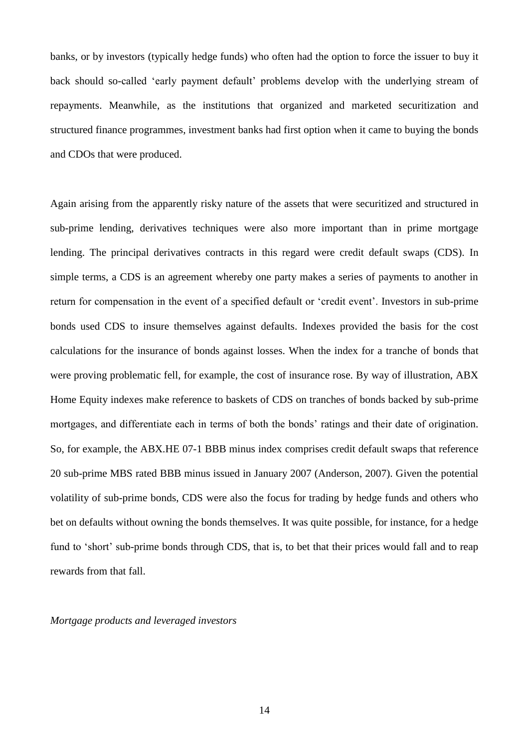banks, or by investors (typically hedge funds) who often had the option to force the issuer to buy it back should so-called 'early payment default' problems develop with the underlying stream of repayments. Meanwhile, as the institutions that organized and marketed securitization and structured finance programmes, investment banks had first option when it came to buying the bonds and CDOs that were produced.

Again arising from the apparently risky nature of the assets that were securitized and structured in sub-prime lending, derivatives techniques were also more important than in prime mortgage lending. The principal derivatives contracts in this regard were credit default swaps (CDS). In simple terms, a CDS is an agreement whereby one party makes a series of payments to another in return for compensation in the event of a specified default or 'credit event'. Investors in sub-prime bonds used CDS to insure themselves against defaults. Indexes provided the basis for the cost calculations for the insurance of bonds against losses. When the index for a tranche of bonds that were proving problematic fell, for example, the cost of insurance rose. By way of illustration, ABX Home Equity indexes make reference to baskets of CDS on tranches of bonds backed by sub-prime mortgages, and differentiate each in terms of both the bonds' ratings and their date of origination. So, for example, the ABX.HE 07-1 BBB minus index comprises credit default swaps that reference 20 sub-prime MBS rated BBB minus issued in January 2007 (Anderson, 2007). Given the potential volatility of sub-prime bonds, CDS were also the focus for trading by hedge funds and others who bet on defaults without owning the bonds themselves. It was quite possible, for instance, for a hedge fund to 'short' sub-prime bonds through CDS, that is, to bet that their prices would fall and to reap rewards from that fall.

### *Mortgage products and leveraged investors*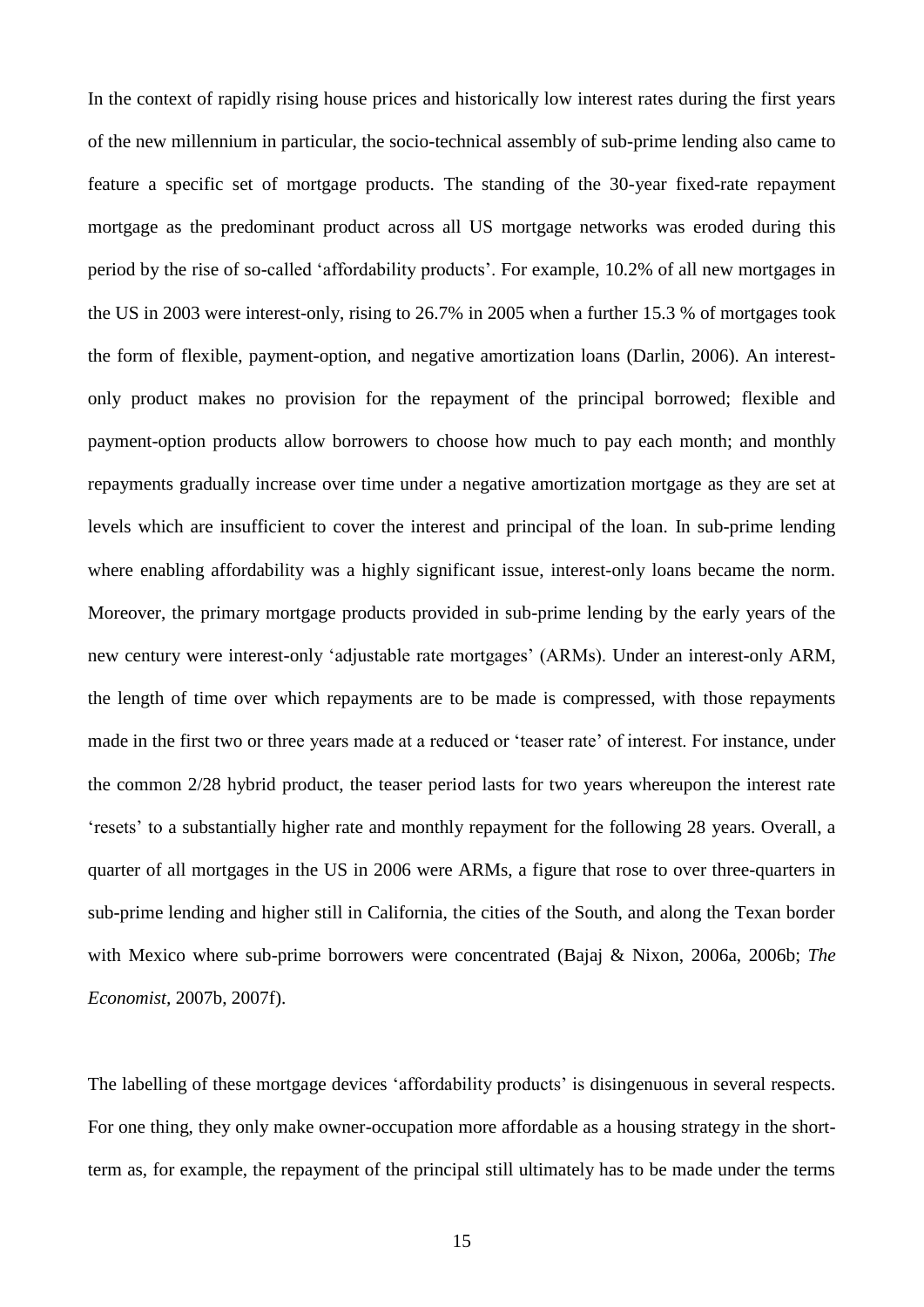In the context of rapidly rising house prices and historically low interest rates during the first years of the new millennium in particular, the socio-technical assembly of sub-prime lending also came to feature a specific set of mortgage products. The standing of the 30-year fixed-rate repayment mortgage as the predominant product across all US mortgage networks was eroded during this period by the rise of so-called 'affordability products'. For example, 10.2% of all new mortgages in the US in 2003 were interest-only, rising to 26.7% in 2005 when a further 15.3 % of mortgages took the form of flexible, payment-option, and negative amortization loans (Darlin, 2006). An interest-only product makes no provision for the repayment of the principal borrowed; flexible and payment-option products allow borrowers to choose how much to pay each month; and monthly repayments gradually increase over time under a negative amortization mortgage as they are set at levels which are insufficient to cover the interest and principal of the loan. In sub-prime lending where enabling affordability was a highly significant issue, interest-only loans became the norm. Moreover, the primary mortgage products provided in sub-prime lending by the early years of the new century were interest-only 'adjustable rate mortgages' (ARMs). Under an interest-only ARM, the length of time over which repayments are to be made is compressed, with those repayments made in the first two or three years made at a reduced or 'teaser rate' of interest. For instance, under the common 2/28 hybrid product, the teaser period lasts for two years whereupon the interest rate 'resets' to a substantially higher rate and monthly repayment for the following 28 years. Overall, a quarter of all mortgages in the US in 2006 were ARMs, a figure that rose to over three-quarters in sub-prime lending and higher still in California, the cities of the South, and along the Texan border with Mexico where sub-prime borrowers were concentrated (Bajaj & Nixon, 2006a, 2006b; *The Economist*, 2007b, 2007f).

The labelling of these mortgage devices 'affordability products' is disingenuous in several respects. For one thing, they only make owner-occupation more affordable as a housing strategy in the short-term as, for example, the repayment of the principal still ultimately has to be made under the terms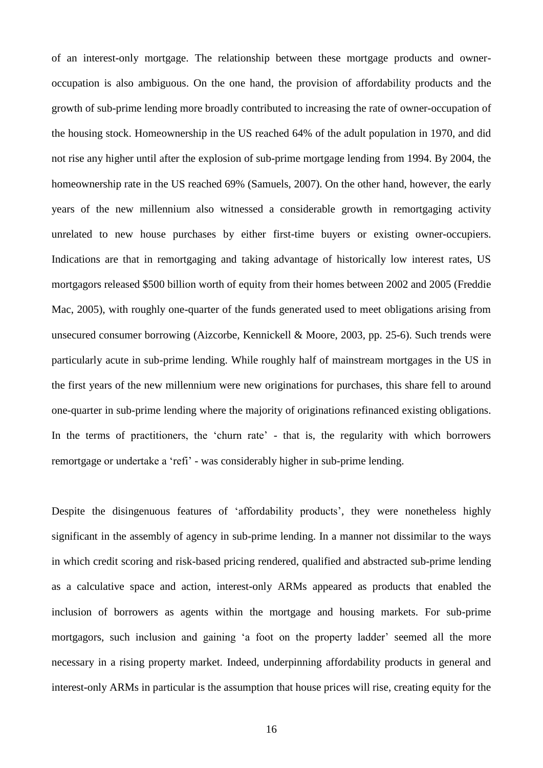of an interest-only mortgage. The relationship between these mortgage products and owner-occupation is also ambiguous. On the one hand, the provision of affordability products and the growth of sub-prime lending more broadly contributed to increasing the rate of owner-occupation of the housing stock. Homeownership in the US reached 64% of the adult population in 1970, and did not rise any higher until after the explosion of sub-prime mortgage lending from 1994. By 2004, the homeownership rate in the US reached 69% (Samuels, 2007). On the other hand, however, the early years of the new millennium also witnessed a considerable growth in remortgaging activity unrelated to new house purchases by either first-time buyers or existing owner-occupiers. Indications are that in remortgaging and taking advantage of historically low interest rates, US mortgagors released \$500 billion worth of equity from their homes between 2002 and 2005 (Freddie Mac, 2005), with roughly one-quarter of the funds generated used to meet obligations arising from unsecured consumer borrowing (Aizcorbe, Kennickell & Moore, 2003, pp. 25-6). Such trends were particularly acute in sub-prime lending. While roughly half of mainstream mortgages in the US in the first years of the new millennium were new originations for purchases, this share fell to around one-quarter in sub-prime lending where the majority of originations refinanced existing obligations. In the terms of practitioners, the 'churn rate' - that is, the regularity with which borrowers remortgage or undertake a 'refi' - was considerably higher in sub-prime lending.

Despite the disingenuous features of 'affordability products', they were nonetheless highly significant in the assembly of agency in sub-prime lending. In a manner not dissimilar to the ways in which credit scoring and risk-based pricing rendered, qualified and abstracted sub-prime lending as a calculative space and action, interest-only ARMs appeared as products that enabled the inclusion of borrowers as agents within the mortgage and housing markets. For sub-prime mortgagors, such inclusion and gaining 'a foot on the property ladder' seemed all the more necessary in a rising property market. Indeed, underpinning affordability products in general and interest-only ARMs in particular is the assumption that house prices will rise, creating equity for the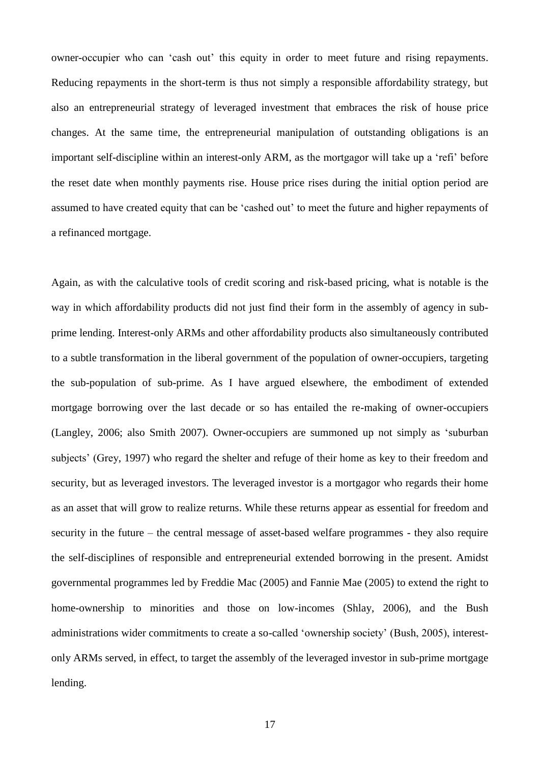owner-occupier who can 'cash out' this equity in order to meet future and rising repayments. Reducing repayments in the short-term is thus not simply a responsible affordability strategy, but also an entrepreneurial strategy of leveraged investment that embraces the risk of house price changes. At the same time, the entrepreneurial manipulation of outstanding obligations is an important self-discipline within an interest-only ARM, as the mortgagor will take up a 'refi' before the reset date when monthly payments rise. House price rises during the initial option period are assumed to have created equity that can be 'cashed out' to meet the future and higher repayments of a refinanced mortgage.

Again, as with the calculative tools of credit scoring and risk-based pricing, what is notable is the way in which affordability products did not just find their form in the assembly of agency in sub-prime lending. Interest-only ARMs and other affordability products also simultaneously contributed to a subtle transformation in the liberal government of the population of owner-occupiers, targeting the sub-population of sub-prime. As I have argued elsewhere, the embodiment of extended mortgage borrowing over the last decade or so has entailed the re-making of owner-occupiers (Langley, 2006; also Smith 2007). Owner-occupiers are summoned up not simply as 'suburban subjects' (Grey, 1997) who regard the shelter and refuge of their home as key to their freedom and security, but as leveraged investors. The leveraged investor is a mortgagor who regards their home as an asset that will grow to realize returns. While these returns appear as essential for freedom and security in the future – the central message of asset-based welfare programmes - they also require the self-disciplines of responsible and entrepreneurial extended borrowing in the present. Amidst governmental programmes led by Freddie Mac (2005) and Fannie Mae (2005) to extend the right to home-ownership to minorities and those on low-incomes (Shlay, 2006), and the Bush administrations wider commitments to create a so-called 'ownership society' (Bush, 2005), interest-only ARMs served, in effect, to target the assembly of the leveraged investor in sub-prime mortgage lending.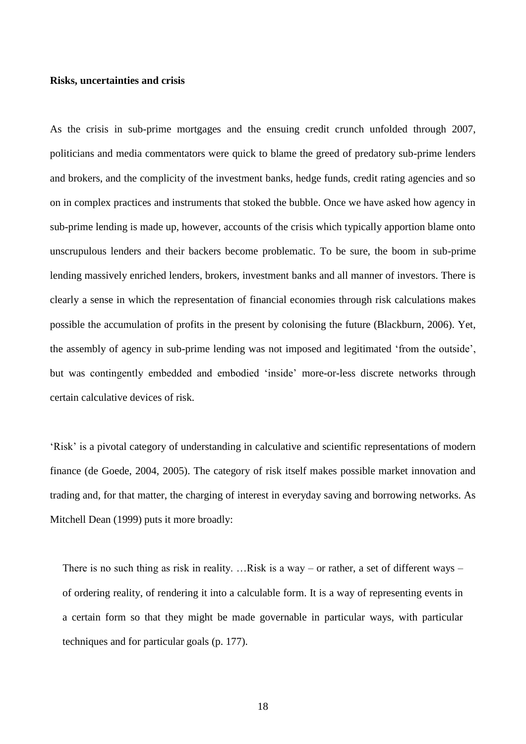**Risks, uncertainties and crisis**

As the crisis in sub-prime mortgages and the ensuing credit crunch unfolded through 2007, politicians and media commentators were quick to blame the greed of predatory sub-prime lenders and brokers, and the complicity of the investment banks, hedge funds, credit rating agencies and so on in complex practices and instruments that stoked the bubble. Once we have asked how agency in sub-prime lending is made up, however, accounts of the crisis which typically apportion blame onto unscrupulous lenders and their backers become problematic. To be sure, the boom in sub-prime lending massively enriched lenders, brokers, investment banks and all manner of investors. There is clearly a sense in which the representation of financial economies through risk calculations makes possible the accumulation of profits in the present by colonising the future (Blackburn, 2006). Yet, the assembly of agency in sub-prime lending was not imposed and legitimated 'from the outside', but was contingently embedded and embodied 'inside' more-or-less discrete networks through certain calculative devices of risk.

'Risk' is a pivotal category of understanding in calculative and scientific representations of modern finance (de Goede, 2004, 2005). The category of risk itself makes possible market innovation and trading and, for that matter, the charging of interest in everyday saving and borrowing networks. As Mitchell Dean (1999) puts it more broadly:

> There is no such thing as risk in reality. …Risk is a way – or rather, a set of different ways – of ordering reality, of rendering it into a calculable form. It is a way of representing events in a certain form so that they might be made governable in particular ways, with particular techniques and for particular goals (p. 177).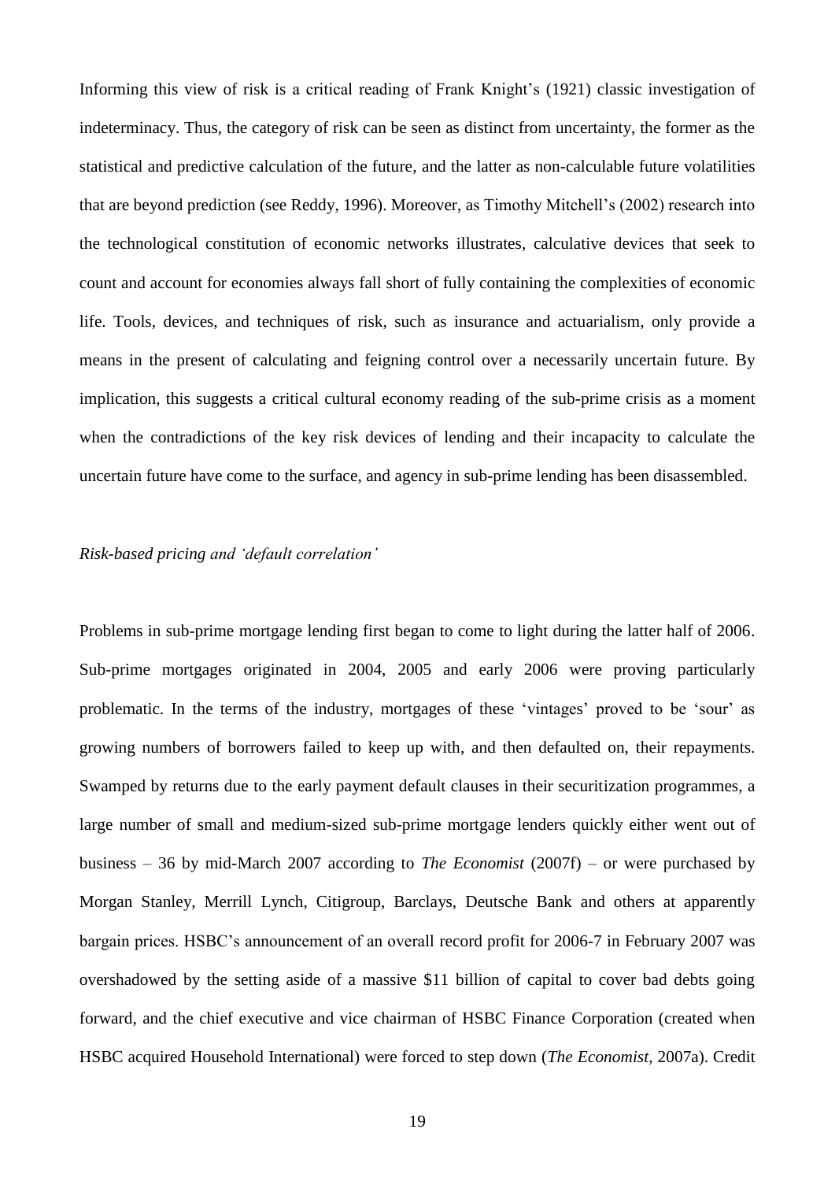Informing this view of risk is a critical reading of Frank Knight's (1921) classic investigation of indeterminacy. Thus, the category of risk can be seen as distinct from uncertainty, the former as the statistical and predictive calculation of the future, and the latter as non-calculable future volatilities that are beyond prediction (see Reddy, 1996). Moreover, as Timothy Mitchell's (2002) research into the technological constitution of economic networks illustrates, calculative devices that seek to count and account for economies always fall short of fully containing the complexities of economic life. Tools, devices, and techniques of risk, such as insurance and actuarialism, only provide a means in the present of calculating and feigning control over a necessarily uncertain future. By implication, this suggests a critical cultural economy reading of the sub-prime crisis as a moment when the contradictions of the key risk devices of lending and their incapacity to calculate the uncertain future have come to the surface, and agency in sub-prime lending has been disassembled.

*Risk-based pricing and 'default correlation'*

Problems in sub-prime mortgage lending first began to come to light during the latter half of 2006. Sub-prime mortgages originated in 2004, 2005 and early 2006 were proving particularly problematic. In the terms of the industry, mortgages of these 'vintages' proved to be 'sour' as growing numbers of borrowers failed to keep up with, and then defaulted on, their repayments. Swamped by returns due to the early payment default clauses in their securitization programmes, a large number of small and medium-sized sub-prime mortgage lenders quickly either went out of business – 36 by mid-March 2007 according to *The Economist* (2007f) – or were purchased by Morgan Stanley, Merrill Lynch, Citigroup, Barclays, Deutsche Bank and others at apparently bargain prices. HSBC's announcement of an overall record profit for 2006-7 in February 2007 was overshadowed by the setting aside of a massive \$11 billion of capital to cover bad debts going forward, and the chief executive and vice chairman of HSBC Finance Corporation (created when HSBC acquired Household International) were forced to step down (*The Economist*, 2007a). Credit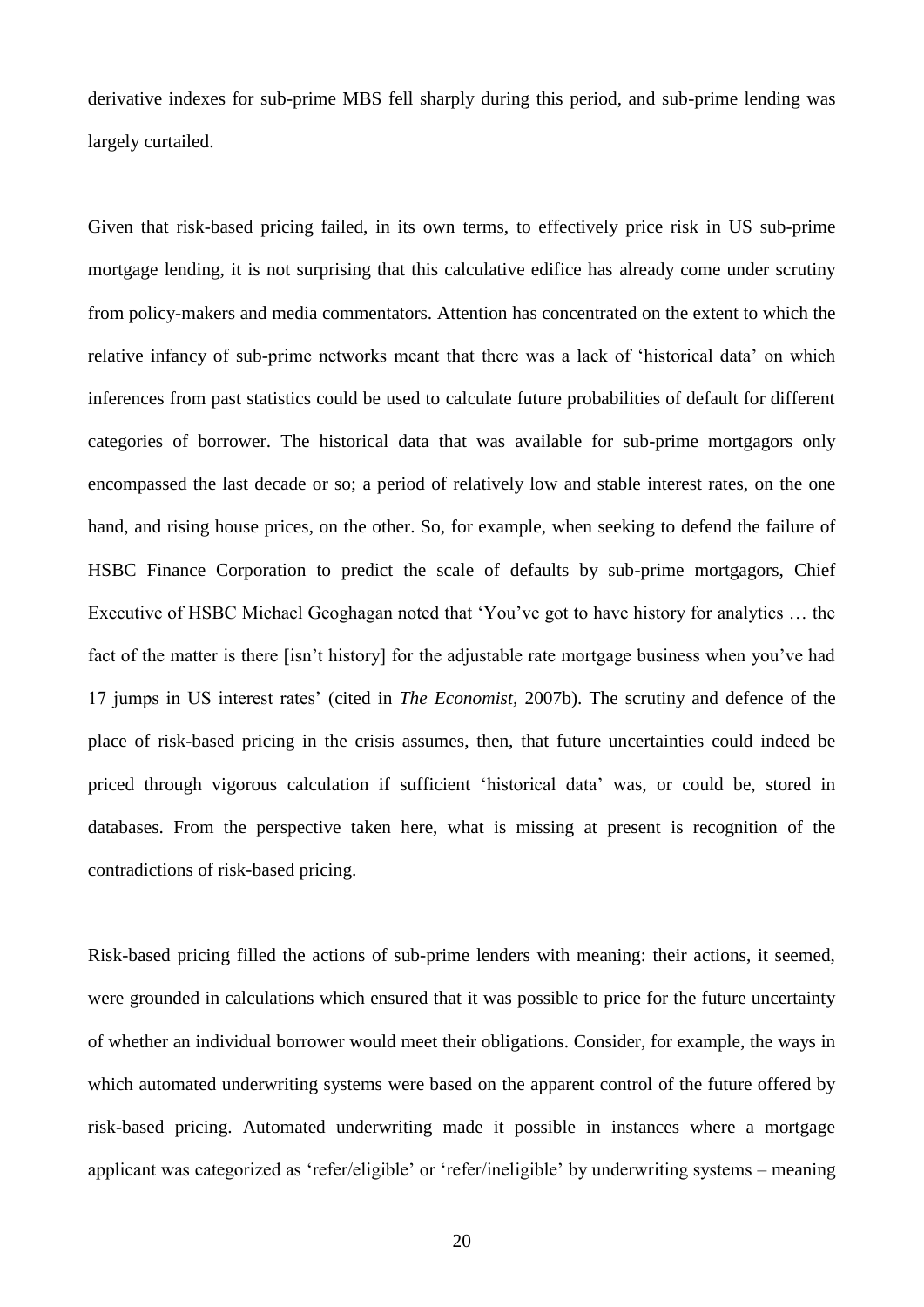derivative indexes for sub-prime MBS fell sharply during this period, and sub-prime lending was largely curtailed.

Given that risk-based pricing failed, in its own terms, to effectively price risk in US sub-prime mortgage lending, it is not surprising that this calculative edifice has already come under scrutiny from policy-makers and media commentators. Attention has concentrated on the extent to which the relative infancy of sub-prime networks meant that there was a lack of 'historical data' on which inferences from past statistics could be used to calculate future probabilities of default for different categories of borrower. The historical data that was available for sub-prime mortgagors only encompassed the last decade or so; a period of relatively low and stable interest rates, on the one hand, and rising house prices, on the other. So, for example, when seeking to defend the failure of HSBC Finance Corporation to predict the scale of defaults by sub-prime mortgagors, Chief Executive of HSBC Michael Geoghagan noted that 'You've got to have history for analytics … the fact of the matter is there [isn't history] for the adjustable rate mortgage business when you've had 17 jumps in US interest rates' (cited in *The Economist,* 2007b). The scrutiny and defence of the place of risk-based pricing in the crisis assumes, then, that future uncertainties could indeed be priced through vigorous calculation if sufficient 'historical data' was, or could be, stored in databases. From the perspective taken here, what is missing at present is recognition of the contradictions of risk-based pricing.

Risk-based pricing filled the actions of sub-prime lenders with meaning: their actions, it seemed, were grounded in calculations which ensured that it was possible to price for the future uncertainty of whether an individual borrower would meet their obligations. Consider, for example, the ways in which automated underwriting systems were based on the apparent control of the future offered by risk-based pricing. Automated underwriting made it possible in instances where a mortgage applicant was categorized as 'refer/eligible' or 'refer/ineligible' by underwriting systems – meaning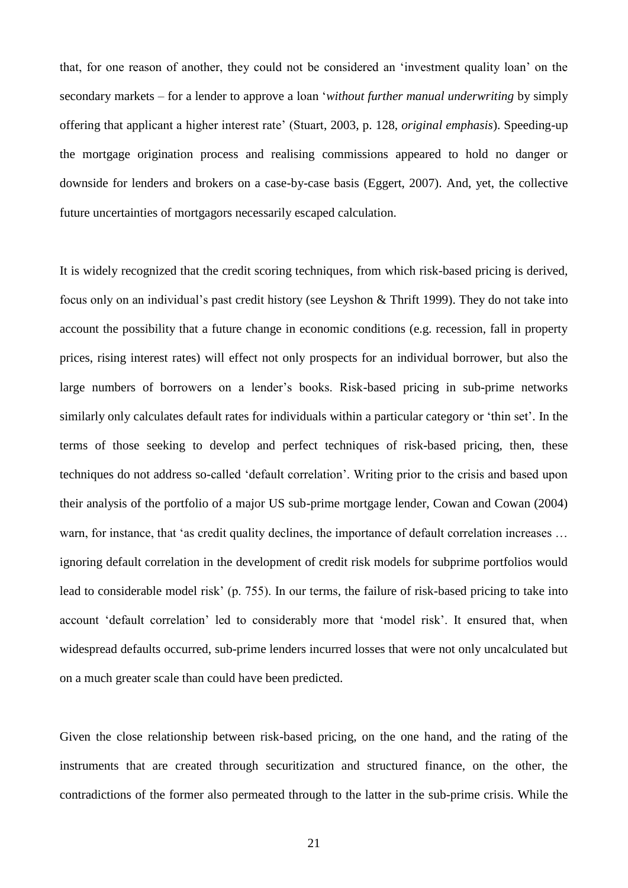that, for one reason of another, they could not be considered an 'investment quality loan' on the secondary markets – for a lender to approve a loan '*without further manual underwriting* by simply offering that applicant a higher interest rate' (Stuart, 2003, p. 128, *original emphasis*). Speeding-up the mortgage origination process and realising commissions appeared to hold no danger or downside for lenders and brokers on a case-by-case basis (Eggert, 2007). And, yet, the collective future uncertainties of mortgagors necessarily escaped calculation.

It is widely recognized that the credit scoring techniques, from which risk-based pricing is derived, focus only on an individual's past credit history (see Leyshon & Thrift 1999). They do not take into account the possibility that a future change in economic conditions (e.g. recession, fall in property prices, rising interest rates) will effect not only prospects for an individual borrower, but also the large numbers of borrowers on a lender's books. Risk-based pricing in sub-prime networks similarly only calculates default rates for individuals within a particular category or 'thin set'. In the terms of those seeking to develop and perfect techniques of risk-based pricing, then, these techniques do not address so-called 'default correlation'. Writing prior to the crisis and based upon their analysis of the portfolio of a major US sub-prime mortgage lender, Cowan and Cowan (2004) warn, for instance, that 'as credit quality declines, the importance of default correlation increases … ignoring default correlation in the development of credit risk models for subprime portfolios would lead to considerable model risk' (p. 755). In our terms, the failure of risk-based pricing to take into account 'default correlation' led to considerably more that 'model risk'. It ensured that, when widespread defaults occurred, sub-prime lenders incurred losses that were not only uncalculated but on a much greater scale than could have been predicted.

Given the close relationship between risk-based pricing, on the one hand, and the rating of the instruments that are created through securitization and structured finance, on the other, the contradictions of the former also permeated through to the latter in the sub-prime crisis. While the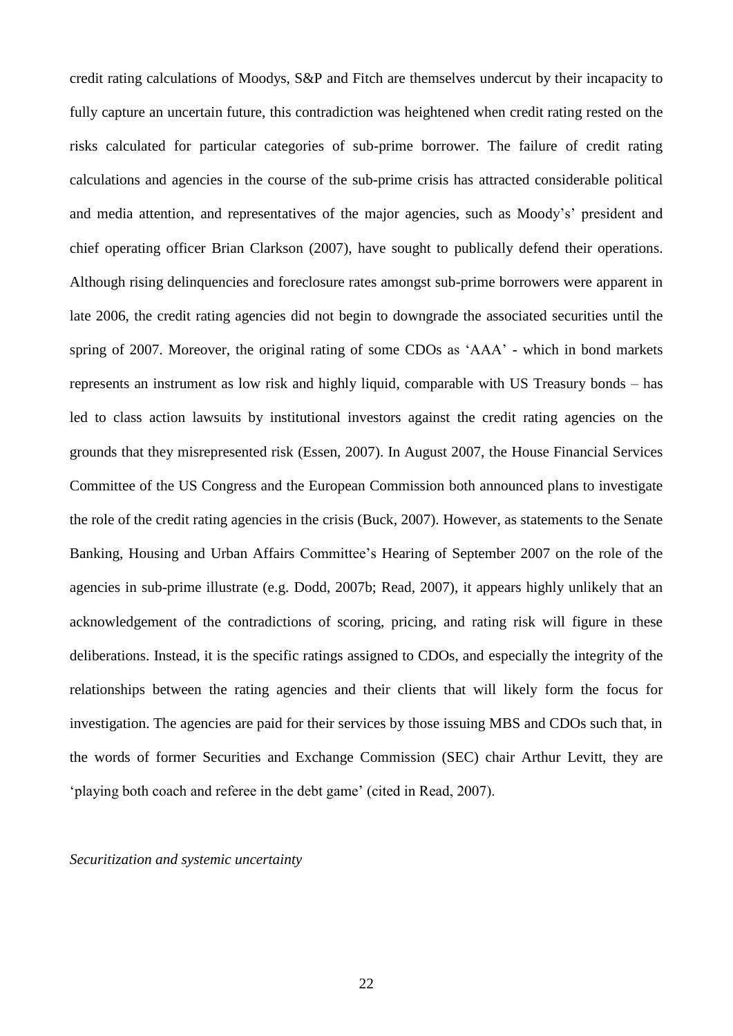credit rating calculations of Moodys, S&P and Fitch are themselves undercut by their incapacity to fully capture an uncertain future, this contradiction was heightened when credit rating rested on the risks calculated for particular categories of sub-prime borrower. The failure of credit rating calculations and agencies in the course of the sub-prime crisis has attracted considerable political and media attention, and representatives of the major agencies, such as Moody's' president and chief operating officer Brian Clarkson (2007), have sought to publically defend their operations. Although rising delinquencies and foreclosure rates amongst sub-prime borrowers were apparent in late 2006, the credit rating agencies did not begin to downgrade the associated securities until the spring of 2007. Moreover, the original rating of some CDOs as 'AAA' - which in bond markets represents an instrument as low risk and highly liquid, comparable with US Treasury bonds – has led to class action lawsuits by institutional investors against the credit rating agencies on the grounds that they misrepresented risk (Essen, 2007). In August 2007, the House Financial Services Committee of the US Congress and the European Commission both announced plans to investigate the role of the credit rating agencies in the crisis (Buck, 2007). However, as statements to the Senate Banking, Housing and Urban Affairs Committee's Hearing of September 2007 on the role of the agencies in sub-prime illustrate (e.g. Dodd, 2007b; Read, 2007), it appears highly unlikely that an acknowledgement of the contradictions of scoring, pricing, and rating risk will figure in these deliberations. Instead, it is the specific ratings assigned to CDOs, and especially the integrity of the relationships between the rating agencies and their clients that will likely form the focus for investigation. The agencies are paid for their services by those issuing MBS and CDOs such that, in the words of former Securities and Exchange Commission (SEC) chair Arthur Levitt, they are 'playing both coach and referee in the debt game' (cited in Read, 2007).

*Securitization and systemic uncertainty*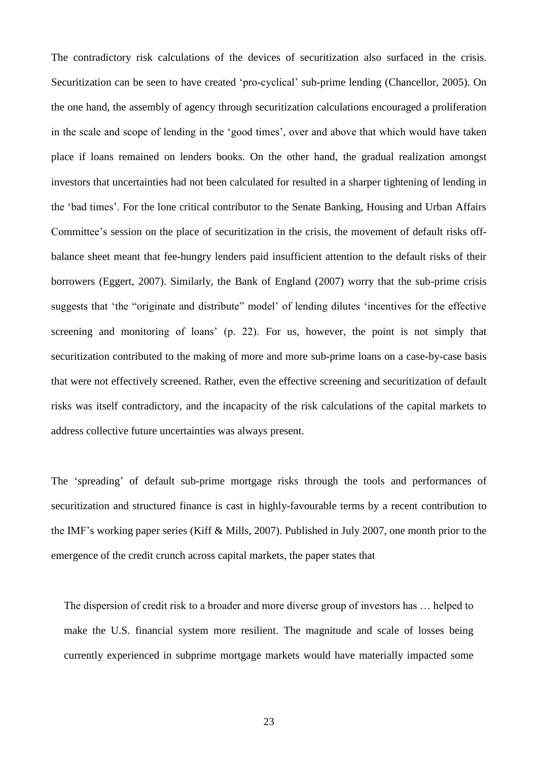The contradictory risk calculations of the devices of securitization also surfaced in the crisis. Securitization can be seen to have created 'pro-cyclical' sub-prime lending (Chancellor, 2005). On the one hand, the assembly of agency through securitization calculations encouraged a proliferation in the scale and scope of lending in the 'good times', over and above that which would have taken place if loans remained on lenders books. On the other hand, the gradual realization amongst investors that uncertainties had not been calculated for resulted in a sharper tightening of lending in the 'bad times'. For the lone critical contributor to the Senate Banking, Housing and Urban Affairs Committee's session on the place of securitization in the crisis, the movement of default risks off-balance sheet meant that fee-hungry lenders paid insufficient attention to the default risks of their borrowers (Eggert, 2007). Similarly, the Bank of England (2007) worry that the sub-prime crisis suggests that 'the "originate and distribute" model' of lending dilutes 'incentives for the effective screening and monitoring of loans' (p. 22). For us, however, the point is not simply that securitization contributed to the making of more and more sub-prime loans on a case-by-case basis that were not effectively screened. Rather, even the effective screening and securitization of default risks was itself contradictory, and the incapacity of the risk calculations of the capital markets to address collective future uncertainties was always present.

The 'spreading' of default sub-prime mortgage risks through the tools and performances of securitization and structured finance is cast in highly-favourable terms by a recent contribution to the IMF's working paper series (Kiff & Mills, 2007). Published in July 2007, one month prior to the emergence of the credit crunch across capital markets, the paper states that

> The dispersion of credit risk to a broader and more diverse group of investors has … helped to make the U.S. financial system more resilient. The magnitude and scale of losses being currently experienced in subprime mortgage markets would have materially impacted some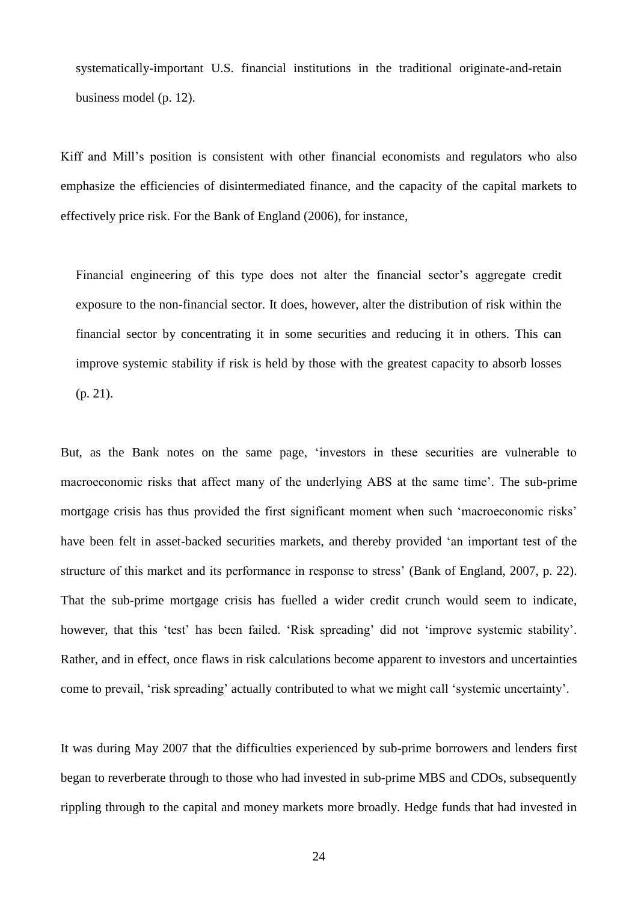> systematically-important U.S. financial institutions in the traditional originate-and-retain business model (p. 12).

Kiff and Mill's position is consistent with other financial economists and regulators who also emphasize the efficiencies of disintermediated finance, and the capacity of the capital markets to effectively price risk. For the Bank of England (2006), for instance,

> Financial engineering of this type does not alter the financial sector's aggregate credit exposure to the non-financial sector. It does, however, alter the distribution of risk within the financial sector by concentrating it in some securities and reducing it in others. This can improve systemic stability if risk is held by those with the greatest capacity to absorb losses (p. 21).

But, as the Bank notes on the same page, 'investors in these securities are vulnerable to macroeconomic risks that affect many of the underlying ABS at the same time'. The sub-prime mortgage crisis has thus provided the first significant moment when such 'macroeconomic risks' have been felt in asset-backed securities markets, and thereby provided 'an important test of the structure of this market and its performance in response to stress' (Bank of England, 2007, p. 22). That the sub-prime mortgage crisis has fuelled a wider credit crunch would seem to indicate, however, that this 'test' has been failed. 'Risk spreading' did not 'improve systemic stability'. Rather, and in effect, once flaws in risk calculations become apparent to investors and uncertainties come to prevail, 'risk spreading' actually contributed to what we might call 'systemic uncertainty'.

It was during May 2007 that the difficulties experienced by sub-prime borrowers and lenders first began to reverberate through to those who had invested in sub-prime MBS and CDOs, subsequently rippling through to the capital and money markets more broadly. Hedge funds that had invested in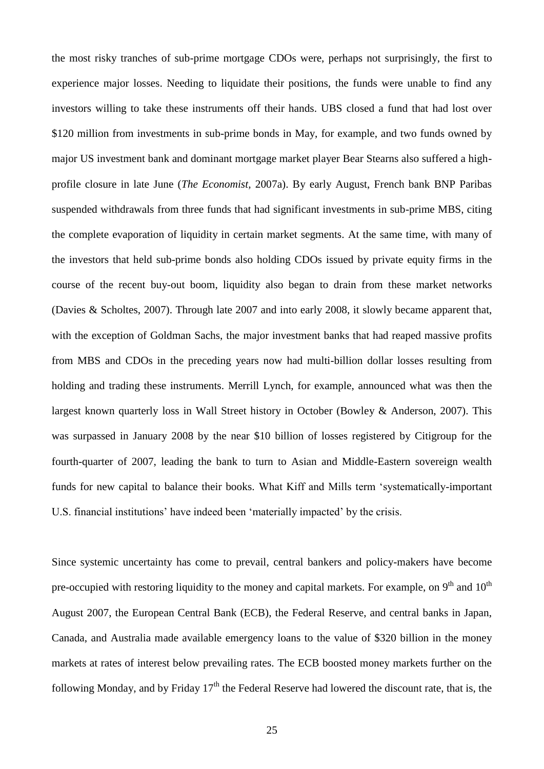the most risky tranches of sub-prime mortgage CDOs were, perhaps not surprisingly, the first to experience major losses. Needing to liquidate their positions, the funds were unable to find any investors willing to take these instruments off their hands. UBS closed a fund that had lost over \$120 million from investments in sub-prime bonds in May, for example, and two funds owned by major US investment bank and dominant mortgage market player Bear Stearns also suffered a high-profile closure in late June (*The Economist*, 2007a). By early August, French bank BNP Paribas suspended withdrawals from three funds that had significant investments in sub-prime MBS, citing the complete evaporation of liquidity in certain market segments. At the same time, with many of the investors that held sub-prime bonds also holding CDOs issued by private equity firms in the course of the recent buy-out boom, liquidity also began to drain from these market networks (Davies & Scholtes, 2007). Through late 2007 and into early 2008, it slowly became apparent that, with the exception of Goldman Sachs, the major investment banks that had reaped massive profits from MBS and CDOs in the preceding years now had multi-billion dollar losses resulting from holding and trading these instruments. Merrill Lynch, for example, announced what was then the largest known quarterly loss in Wall Street history in October (Bowley & Anderson, 2007). This was surpassed in January 2008 by the near \$10 billion of losses registered by Citigroup for the fourth-quarter of 2007, leading the bank to turn to Asian and Middle-Eastern sovereign wealth funds for new capital to balance their books. What Kiff and Mills term 'systematically-important U.S. financial institutions' have indeed been 'materially impacted' by the crisis.

Since systemic uncertainty has come to prevail, central bankers and policy-makers have become pre-occupied with restoring liquidity to the money and capital markets. For example, on 9th and 10th August 2007, the European Central Bank (ECB), the Federal Reserve, and central banks in Japan, Canada, and Australia made available emergency loans to the value of \$320 billion in the money markets at rates of interest below prevailing rates. The ECB boosted money markets further on the following Monday, and by Friday 17th the Federal Reserve had lowered the discount rate, that is, the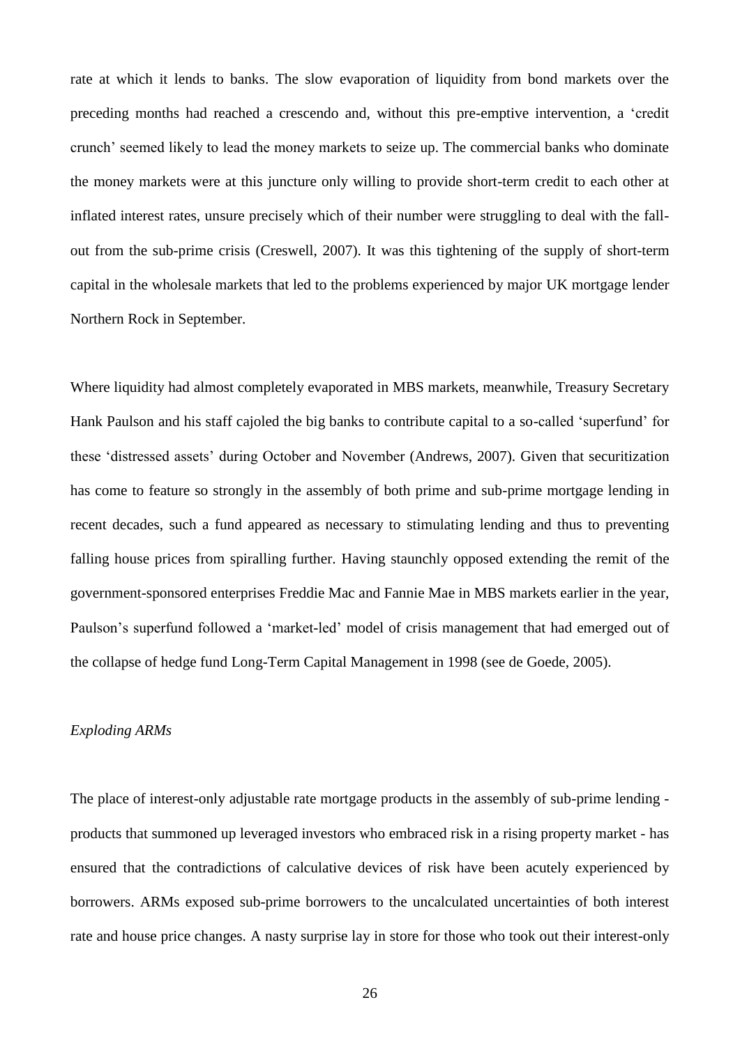rate at which it lends to banks. The slow evaporation of liquidity from bond markets over the preceding months had reached a crescendo and, without this pre-emptive intervention, a 'credit crunch' seemed likely to lead the money markets to seize up. The commercial banks who dominate the money markets were at this juncture only willing to provide short-term credit to each other at inflated interest rates, unsure precisely which of their number were struggling to deal with the fall-out from the sub-prime crisis (Creswell, 2007). It was this tightening of the supply of short-term capital in the wholesale markets that led to the problems experienced by major UK mortgage lender Northern Rock in September.

Where liquidity had almost completely evaporated in MBS markets, meanwhile, Treasury Secretary Hank Paulson and his staff cajoled the big banks to contribute capital to a so-called 'superfund' for these 'distressed assets' during October and November (Andrews, 2007). Given that securitization has come to feature so strongly in the assembly of both prime and sub-prime mortgage lending in recent decades, such a fund appeared as necessary to stimulating lending and thus to preventing falling house prices from spiralling further. Having staunchly opposed extending the remit of the government-sponsored enterprises Freddie Mac and Fannie Mae in MBS markets earlier in the year, Paulson's superfund followed a 'market-led' model of crisis management that had emerged out of the collapse of hedge fund Long-Term Capital Management in 1998 (see de Goede, 2005).

*Exploding ARMs*

The place of interest-only adjustable rate mortgage products in the assembly of sub-prime lending - products that summoned up leveraged investors who embraced risk in a rising property market - has ensured that the contradictions of calculative devices of risk have been acutely experienced by borrowers. ARMs exposed sub-prime borrowers to the uncalculated uncertainties of both interest rate and house price changes. A nasty surprise lay in store for those who took out their interest-only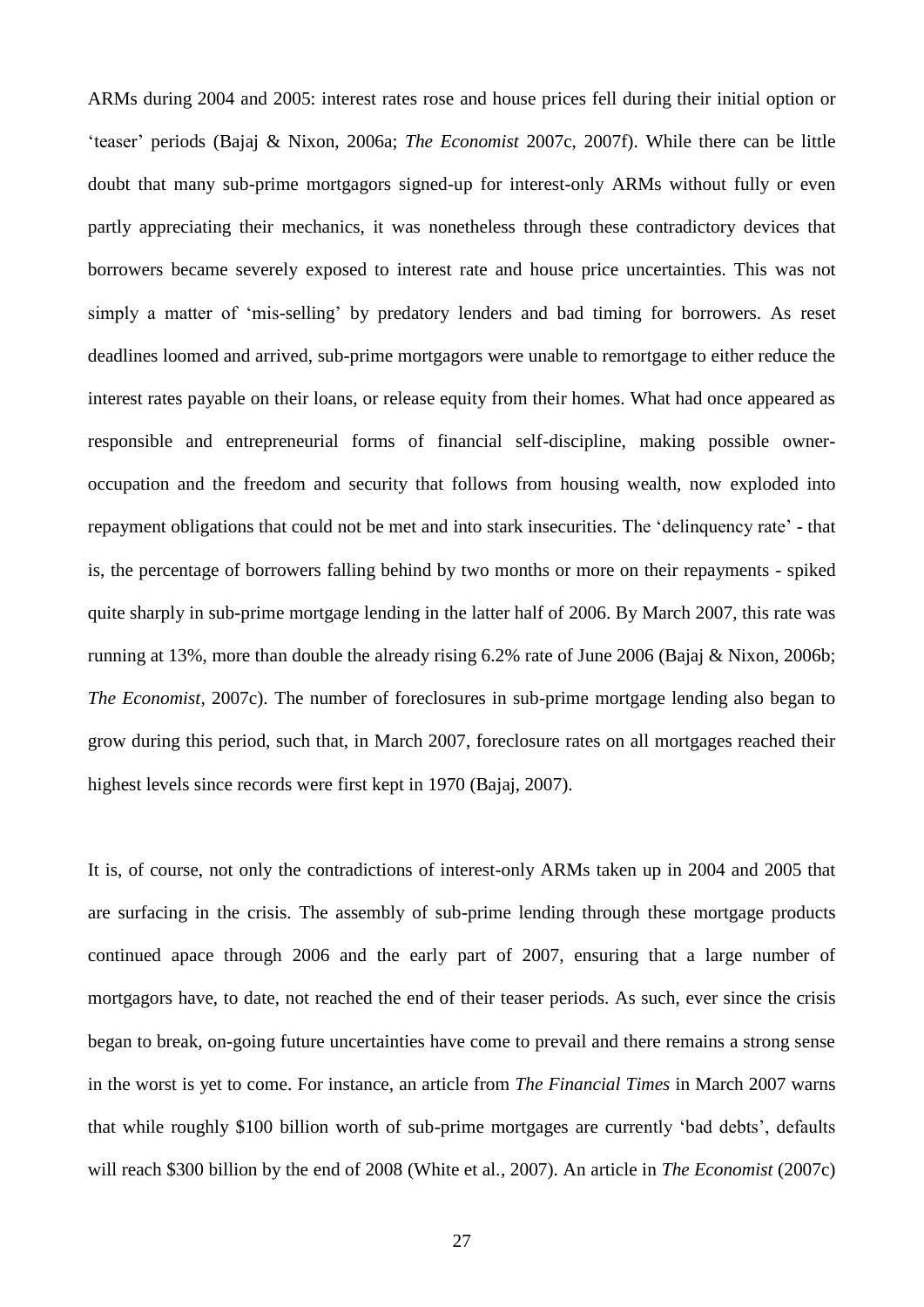ARMs during 2004 and 2005: interest rates rose and house prices fell during their initial option or 'teaser' periods (Bajaj & Nixon, 2006a; *The Economist* 2007c, 2007f). While there can be little doubt that many sub-prime mortgagors signed-up for interest-only ARMs without fully or even partly appreciating their mechanics, it was nonetheless through these contradictory devices that borrowers became severely exposed to interest rate and house price uncertainties. This was not simply a matter of 'mis-selling' by predatory lenders and bad timing for borrowers. As reset deadlines loomed and arrived, sub-prime mortgagors were unable to remortgage to either reduce the interest rates payable on their loans, or release equity from their homes. What had once appeared as responsible and entrepreneurial forms of financial self-discipline, making possible owner-occupation and the freedom and security that follows from housing wealth, now exploded into repayment obligations that could not be met and into stark insecurities. The 'delinquency rate' - that is, the percentage of borrowers falling behind by two months or more on their repayments - spiked quite sharply in sub-prime mortgage lending in the latter half of 2006. By March 2007, this rate was running at 13%, more than double the already rising 6.2% rate of June 2006 (Bajaj & Nixon, 2006b; *The Economist*, 2007c). The number of foreclosures in sub-prime mortgage lending also began to grow during this period, such that, in March 2007, foreclosure rates on all mortgages reached their highest levels since records were first kept in 1970 (Bajaj, 2007).

It is, of course, not only the contradictions of interest-only ARMs taken up in 2004 and 2005 that are surfacing in the crisis. The assembly of sub-prime lending through these mortgage products continued apace through 2006 and the early part of 2007, ensuring that a large number of mortgagors have, to date, not reached the end of their teaser periods. As such, ever since the crisis began to break, on-going future uncertainties have come to prevail and there remains a strong sense in the worst is yet to come. For instance, an article from *The Financial Times* in March 2007 warns that while roughly $100 billion worth of sub-prime mortgages are currently 'bad debts', defaults will reach $300 billion by the end of 2008 (White et al., 2007). An article in *The Economist* (2007c)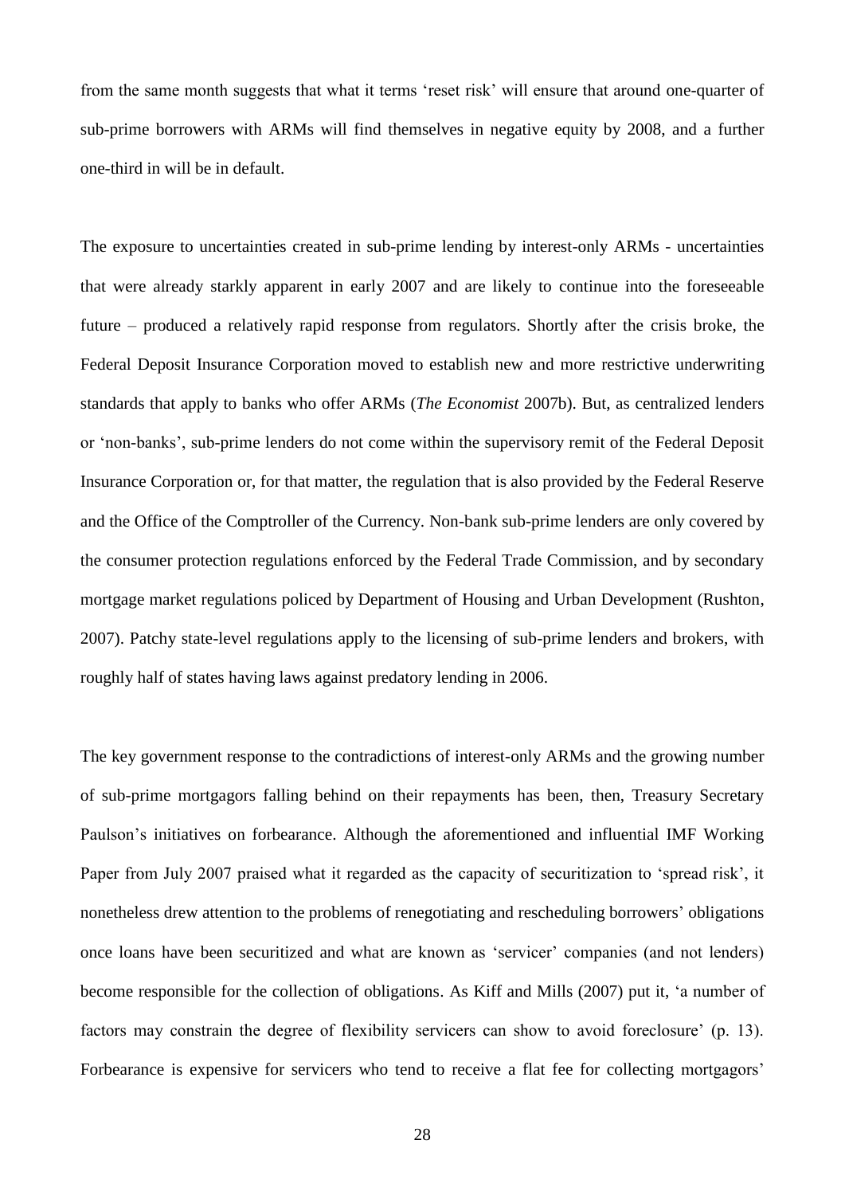from the same month suggests that what it terms 'reset risk' will ensure that around one-quarter of sub-prime borrowers with ARMs will find themselves in negative equity by 2008, and a further one-third in will be in default.

The exposure to uncertainties created in sub-prime lending by interest-only ARMs - uncertainties that were already starkly apparent in early 2007 and are likely to continue into the foreseeable future – produced a relatively rapid response from regulators. Shortly after the crisis broke, the Federal Deposit Insurance Corporation moved to establish new and more restrictive underwriting standards that apply to banks who offer ARMs (*The Economist* 2007b). But, as centralized lenders or 'non-banks', sub-prime lenders do not come within the supervisory remit of the Federal Deposit Insurance Corporation or, for that matter, the regulation that is also provided by the Federal Reserve and the Office of the Comptroller of the Currency. Non-bank sub-prime lenders are only covered by the consumer protection regulations enforced by the Federal Trade Commission, and by secondary mortgage market regulations policed by Department of Housing and Urban Development (Rushton, 2007). Patchy state-level regulations apply to the licensing of sub-prime lenders and brokers, with roughly half of states having laws against predatory lending in 2006.

The key government response to the contradictions of interest-only ARMs and the growing number of sub-prime mortgagors falling behind on their repayments has been, then, Treasury Secretary Paulson's initiatives on forbearance. Although the aforementioned and influential IMF Working Paper from July 2007 praised what it regarded as the capacity of securitization to 'spread risk', it nonetheless drew attention to the problems of renegotiating and rescheduling borrowers' obligations once loans have been securitized and what are known as 'servicer' companies (and not lenders) become responsible for the collection of obligations. As Kiff and Mills (2007) put it, 'a number of factors may constrain the degree of flexibility servicers can show to avoid foreclosure' (p. 13). Forbearance is expensive for servicers who tend to receive a flat fee for collecting mortgagors'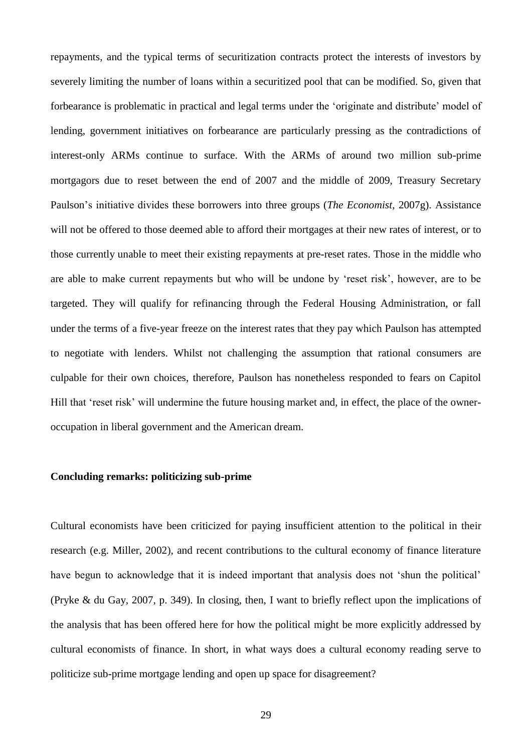repayments, and the typical terms of securitization contracts protect the interests of investors by severely limiting the number of loans within a securitized pool that can be modified. So, given that forbearance is problematic in practical and legal terms under the 'originate and distribute' model of lending, government initiatives on forbearance are particularly pressing as the contradictions of interest-only ARMs continue to surface. With the ARMs of around two million sub-prime mortgagors due to reset between the end of 2007 and the middle of 2009, Treasury Secretary Paulson's initiative divides these borrowers into three groups (*The Economist*, 2007g). Assistance will not be offered to those deemed able to afford their mortgages at their new rates of interest, or to those currently unable to meet their existing repayments at pre-reset rates. Those in the middle who are able to make current repayments but who will be undone by 'reset risk', however, are to be targeted. They will qualify for refinancing through the Federal Housing Administration, or fall under the terms of a five-year freeze on the interest rates that they pay which Paulson has attempted to negotiate with lenders. Whilst not challenging the assumption that rational consumers are culpable for their own choices, therefore, Paulson has nonetheless responded to fears on Capitol Hill that 'reset risk' will undermine the future housing market and, in effect, the place of the owner-occupation in liberal government and the American dream.

## Concluding remarks: politicizing sub-prime

Cultural economists have been criticized for paying insufficient attention to the political in their research (e.g. Miller, 2002), and recent contributions to the cultural economy of finance literature have begun to acknowledge that it is indeed important that analysis does not 'shun the political' (Pryke & du Gay, 2007, p. 349). In closing, then, I want to briefly reflect upon the implications of the analysis that has been offered here for how the political might be more explicitly addressed by cultural economists of finance. In short, in what ways does a cultural economy reading serve to politicize sub-prime mortgage lending and open up space for disagreement?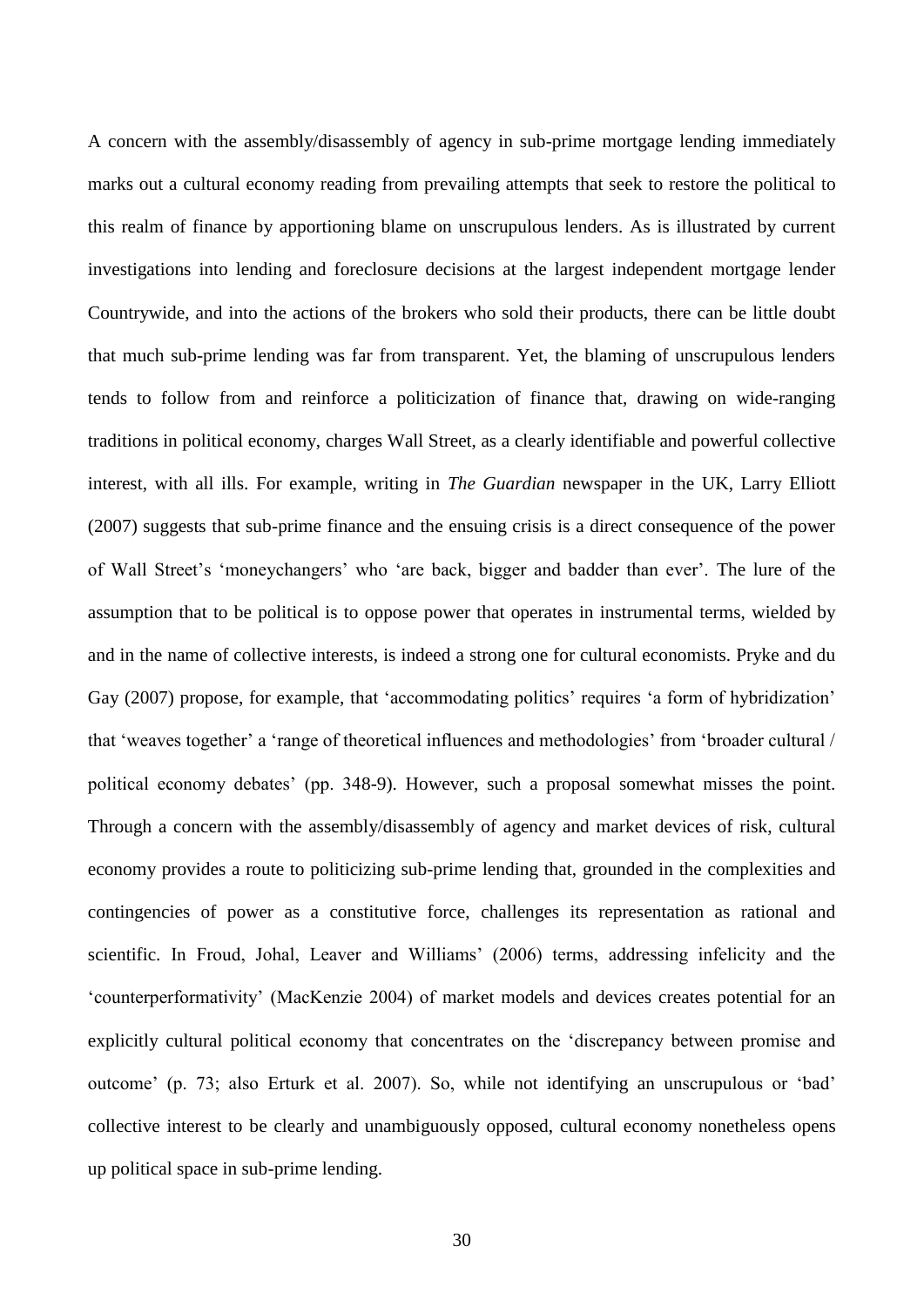A concern with the assembly/disassembly of agency in sub-prime mortgage lending immediately marks out a cultural economy reading from prevailing attempts that seek to restore the political to this realm of finance by apportioning blame on unscrupulous lenders. As is illustrated by current investigations into lending and foreclosure decisions at the largest independent mortgage lender Countrywide, and into the actions of the brokers who sold their products, there can be little doubt that much sub-prime lending was far from transparent. Yet, the blaming of unscrupulous lenders tends to follow from and reinforce a politicization of finance that, drawing on wide-ranging traditions in political economy, charges Wall Street, as a clearly identifiable and powerful collective interest, with all ills. For example, writing in *The Guardian* newspaper in the UK, Larry Elliott (2007) suggests that sub-prime finance and the ensuing crisis is a direct consequence of the power of Wall Street's 'moneychangers' who 'are back, bigger and badder than ever'. The lure of the assumption that to be political is to oppose power that operates in instrumental terms, wielded by and in the name of collective interests, is indeed a strong one for cultural economists. Pryke and du Gay (2007) propose, for example, that 'accommodating politics' requires 'a form of hybridization' that 'weaves together' a 'range of theoretical influences and methodologies' from 'broader cultural / political economy debates' (pp. 348-9). However, such a proposal somewhat misses the point. Through a concern with the assembly/disassembly of agency and market devices of risk, cultural economy provides a route to politicizing sub-prime lending that, grounded in the complexities and contingencies of power as a constitutive force, challenges its representation as rational and scientific. In Froud, Johal, Leaver and Williams' (2006) terms, addressing infelicity and the 'counterperformativity' (MacKenzie 2004) of market models and devices creates potential for an explicitly cultural political economy that concentrates on the 'discrepancy between promise and outcome' (p. 73; also Erturk et al. 2007). So, while not identifying an unscrupulous or 'bad' collective interest to be clearly and unambiguously opposed, cultural economy nonetheless opens up political space in sub-prime lending.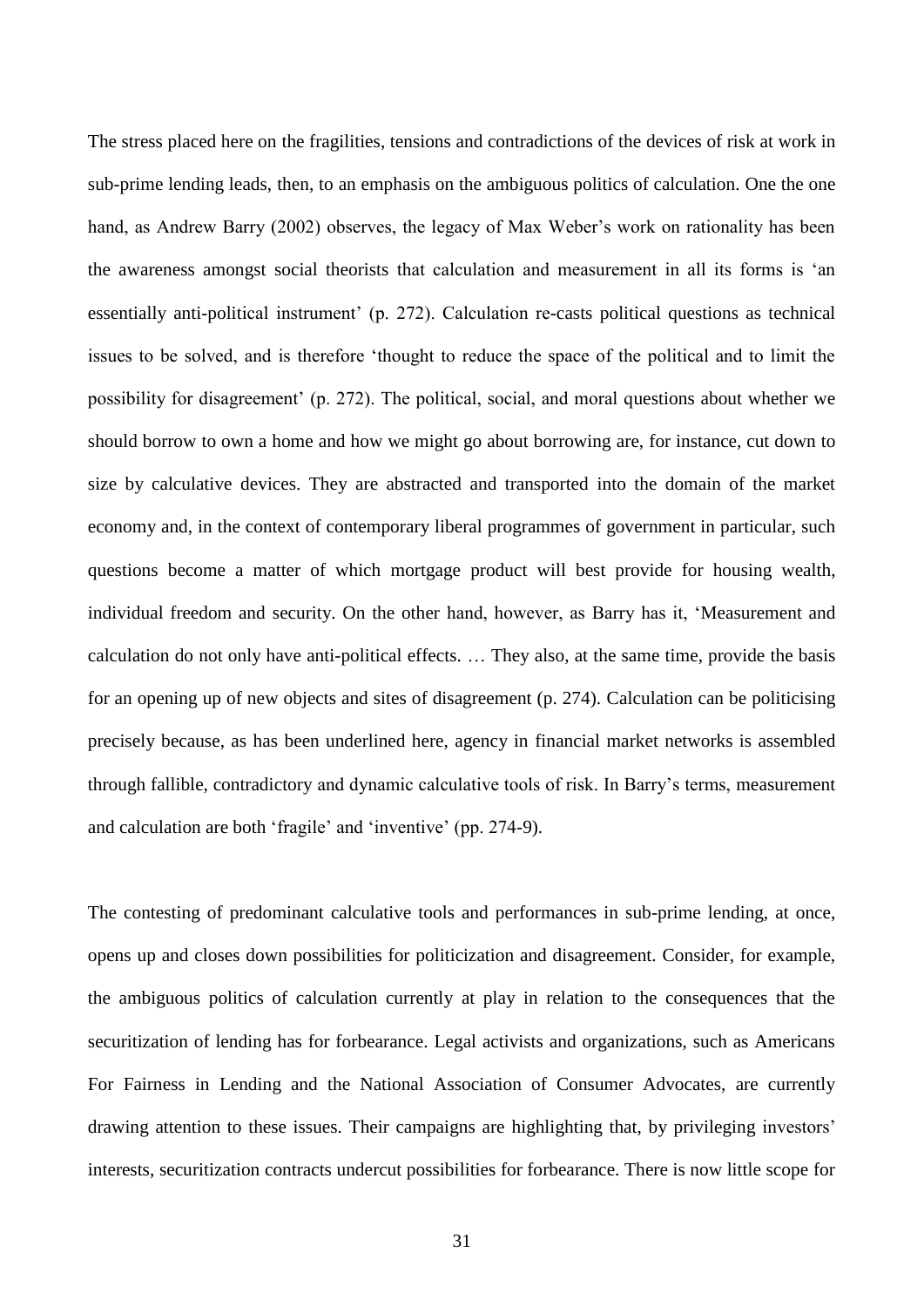The stress placed here on the fragilities, tensions and contradictions of the devices of risk at work in sub-prime lending leads, then, to an emphasis on the ambiguous politics of calculation. One the one hand, as Andrew Barry (2002) observes, the legacy of Max Weber's work on rationality has been the awareness amongst social theorists that calculation and measurement in all its forms is 'an essentially anti-political instrument' (p. 272). Calculation re-casts political questions as technical issues to be solved, and is therefore 'thought to reduce the space of the political and to limit the possibility for disagreement' (p. 272). The political, social, and moral questions about whether we should borrow to own a home and how we might go about borrowing are, for instance, cut down to size by calculative devices. They are abstracted and transported into the domain of the market economy and, in the context of contemporary liberal programmes of government in particular, such questions become a matter of which mortgage product will best provide for housing wealth, individual freedom and security. On the other hand, however, as Barry has it, 'Measurement and calculation do not only have anti-political effects. … They also, at the same time, provide the basis for an opening up of new objects and sites of disagreement (p. 274). Calculation can be politicising precisely because, as has been underlined here, agency in financial market networks is assembled through fallible, contradictory and dynamic calculative tools of risk. In Barry's terms, measurement and calculation are both 'fragile' and 'inventive' (pp. 274-9).

The contesting of predominant calculative tools and performances in sub-prime lending, at once, opens up and closes down possibilities for politicization and disagreement. Consider, for example, the ambiguous politics of calculation currently at play in relation to the consequences that the securitization of lending has for forbearance. Legal activists and organizations, such as Americans For Fairness in Lending and the National Association of Consumer Advocates, are currently drawing attention to these issues. Their campaigns are highlighting that, by privileging investors' interests, securitization contracts undercut possibilities for forbearance. There is now little scope for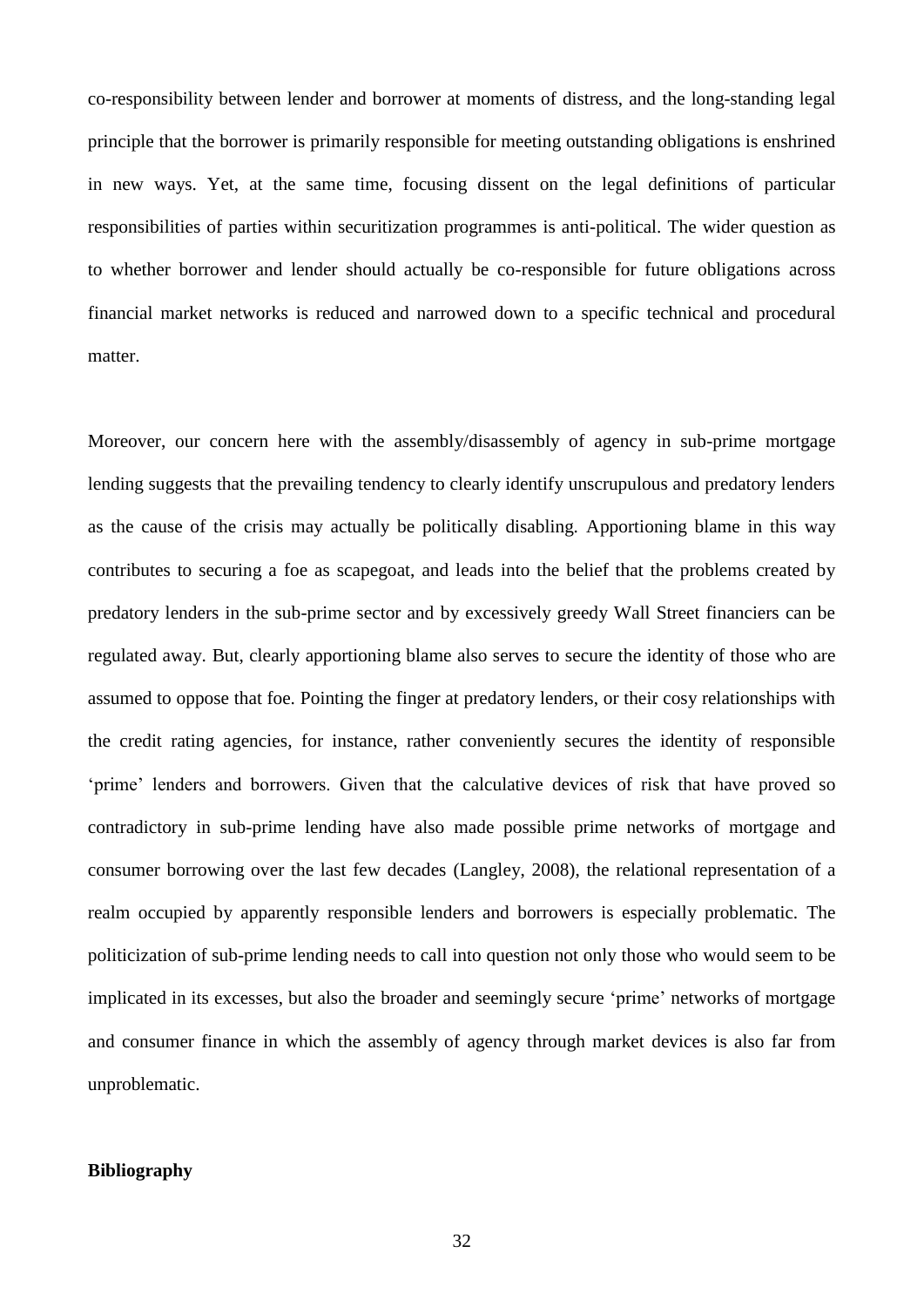co-responsibility between lender and borrower at moments of distress, and the long-standing legal principle that the borrower is primarily responsible for meeting outstanding obligations is enshrined in new ways. Yet, at the same time, focusing dissent on the legal definitions of particular responsibilities of parties within securitization programmes is anti-political. The wider question as to whether borrower and lender should actually be co-responsible for future obligations across financial market networks is reduced and narrowed down to a specific technical and procedural matter.

Moreover, our concern here with the assembly/disassembly of agency in sub-prime mortgage lending suggests that the prevailing tendency to clearly identify unscrupulous and predatory lenders as the cause of the crisis may actually be politically disabling. Apportioning blame in this way contributes to securing a foe as scapegoat, and leads into the belief that the problems created by predatory lenders in the sub-prime sector and by excessively greedy Wall Street financiers can be regulated away. But, clearly apportioning blame also serves to secure the identity of those who are assumed to oppose that foe. Pointing the finger at predatory lenders, or their cosy relationships with the credit rating agencies, for instance, rather conveniently secures the identity of responsible 'prime' lenders and borrowers. Given that the calculative devices of risk that have proved so contradictory in sub-prime lending have also made possible prime networks of mortgage and consumer borrowing over the last few decades (Langley, 2008), the relational representation of a realm occupied by apparently responsible lenders and borrowers is especially problematic. The politicization of sub-prime lending needs to call into question not only those who would seem to be implicated in its excesses, but also the broader and seemingly secure 'prime' networks of mortgage and consumer finance in which the assembly of agency through market devices is also far from unproblematic.

## Bibliography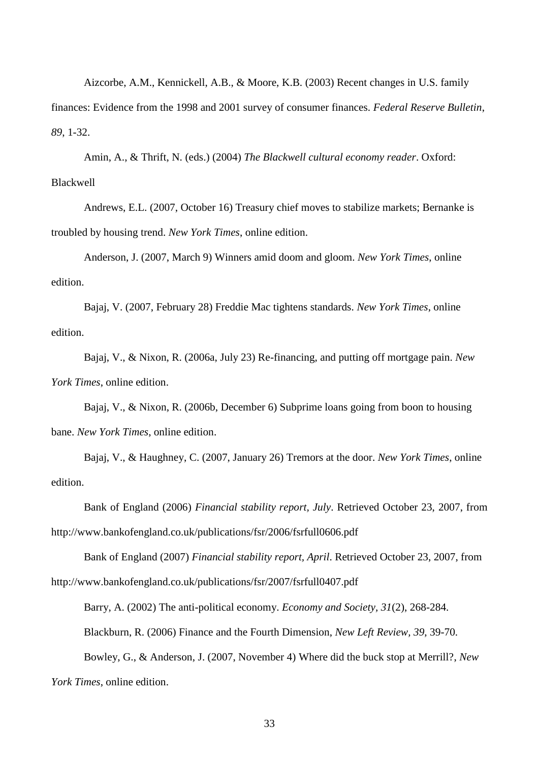Aizcorbe, A.M., Kennickell, A.B., & Moore, K.B. (2003) Recent changes in U.S. family finances: Evidence from the 1998 and 2001 survey of consumer finances. *Federal Reserve Bulletin*, *89*, 1-32.

Amin, A., & Thrift, N. (eds.) (2004) *The Blackwell cultural economy reader*. Oxford: Blackwell

Andrews, E.L. (2007, October 16) Treasury chief moves to stabilize markets; Bernanke is troubled by housing trend. *New York Times*, online edition.

Anderson, J. (2007, March 9) Winners amid doom and gloom. *New York Times*, online edition.

Bajaj, V. (2007, February 28) Freddie Mac tightens standards. *New York Times*, online edition.

Bajaj, V., & Nixon, R. (2006a, July 23) Re-financing, and putting off mortgage pain. *New York Times*, online edition.

Bajaj, V., & Nixon, R. (2006b, December 6) Subprime loans going from boon to housing bane. *New York Times*, online edition.

Bajaj, V., & Haughney, C. (2007, January 26) Tremors at the door. *New York Times*, online edition.

Bank of England (2006) *Financial stability report, July*. Retrieved October 23, 2007, from http://www.bankofengland.co.uk/publications/fsr/2006/fsrfull0606.pdf

Bank of England (2007) *Financial stability report, April*. Retrieved October 23, 2007, from http://www.bankofengland.co.uk/publications/fsr/2007/fsrfull0407.pdf

Barry, A. (2002) The anti-political economy. *Economy and Society, 31*(2), 268-284.

Blackburn, R. (2006) Finance and the Fourth Dimension, *New Left Review, 39*, 39-70.

Bowley, G., & Anderson, J. (2007, November 4) Where did the buck stop at Merrill?, *New York Times*, online edition.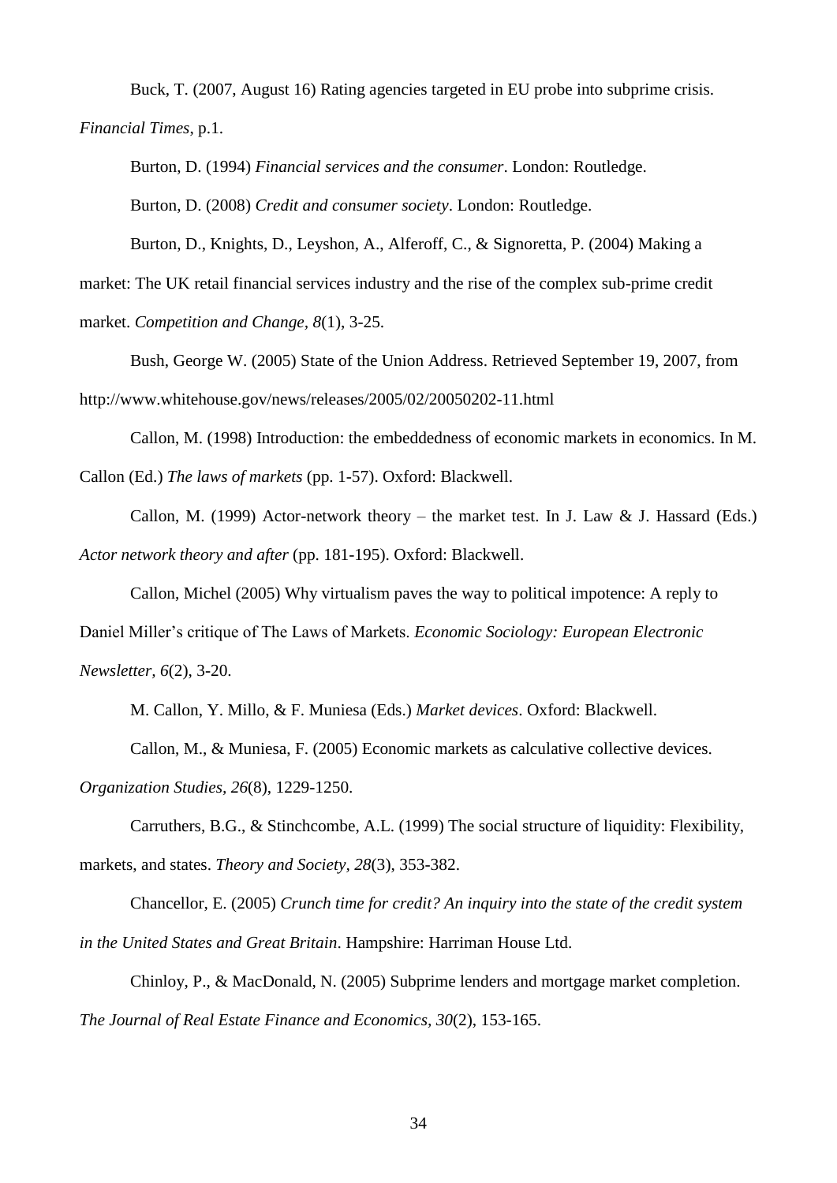Buck, T. (2007, August 16) Rating agencies targeted in EU probe into subprime crisis. *Financial Times*, p.1.

Burton, D. (1994) *Financial services and the consumer*. London: Routledge.

Burton, D. (2008) *Credit and consumer society*. London: Routledge.

Burton, D., Knights, D., Leyshon, A., Alferoff, C., & Signoretta, P. (2004) Making a market: The UK retail financial services industry and the rise of the complex sub-prime credit market. *Competition and Change*, *8*(1), 3-25.

Bush, George W. (2005) State of the Union Address. Retrieved September 19, 2007, from http://www.whitehouse.gov/news/releases/2005/02/20050202-11.html

Callon, M. (1998) Introduction: the embeddedness of economic markets in economics. In M. Callon (Ed.) *The laws of markets* (pp. 1-57). Oxford: Blackwell.

Callon, M. (1999) Actor-network theory – the market test. In J. Law & J. Hassard (Eds.) *Actor network theory and after* (pp. 181-195). Oxford: Blackwell.

Callon, Michel (2005) Why virtualism paves the way to political impotence: A reply to Daniel Miller's critique of The Laws of Markets. *Economic Sociology: European Electronic Newsletter*, *6*(2), 3-20.

M. Callon, Y. Millo, & F. Muniesa (Eds.) *Market devices*. Oxford: Blackwell.

Callon, M., & Muniesa, F. (2005) Economic markets as calculative collective devices. *Organization Studies*, *26*(8), 1229-1250.

Carruthers, B.G., & Stinchcombe, A.L. (1999) The social structure of liquidity: Flexibility, markets, and states. *Theory and Society*, *28*(3), 353-382.

Chancellor, E. (2005) *Crunch time for credit? An inquiry into the state of the credit system in the United States and Great Britain*. Hampshire: Harriman House Ltd.

Chinloy, P., & MacDonald, N. (2005) Subprime lenders and mortgage market completion. *The Journal of Real Estate Finance and Economics*, *30*(2), 153-165.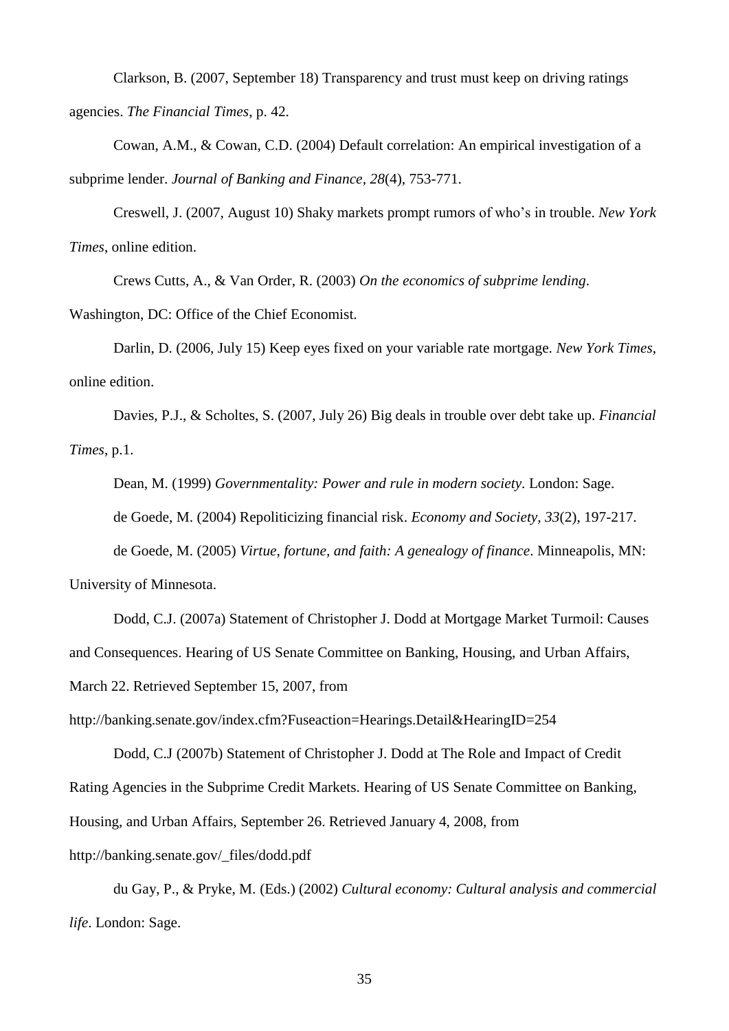Clarkson, B. (2007, September 18) Transparency and trust must keep on driving ratings agencies. *The Financial Times*, p. 42.

Cowan, A.M., & Cowan, C.D. (2004) Default correlation: An empirical investigation of a subprime lender. *Journal of Banking and Finance*, *28*(4), 753-771.

Creswell, J. (2007, August 10) Shaky markets prompt rumors of who's in trouble. *New York Times*, online edition.

Crews Cutts, A., & Van Order, R. (2003) *On the economics of subprime lending*. Washington, DC: Office of the Chief Economist.

Darlin, D. (2006, July 15) Keep eyes fixed on your variable rate mortgage. *New York Times*, online edition.

Davies, P.J., & Scholtes, S. (2007, July 26) Big deals in trouble over debt take up. *Financial Times*, p.1.

Dean, M. (1999) *Governmentality: Power and rule in modern society*. London: Sage.

de Goede, M. (2004) Repoliticizing financial risk. *Economy and Society, 33*(2), 197-217.

de Goede, M. (2005) *Virtue, fortune, and faith: A genealogy of finance*. Minneapolis, MN: University of Minnesota.

Dodd, C.J. (2007a) Statement of Christopher J. Dodd at Mortgage Market Turmoil: Causes and Consequences. Hearing of US Senate Committee on Banking, Housing, and Urban Affairs, March 22. Retrieved September 15, 2007, from http://banking.senate.gov/index.cfm?Fuseaction=Hearings.Detail&HearingID=254

Dodd, C.J (2007b) Statement of Christopher J. Dodd at The Role and Impact of Credit Rating Agencies in the Subprime Credit Markets. Hearing of US Senate Committee on Banking, Housing, and Urban Affairs, September 26. Retrieved January 4, 2008, from http://banking.senate.gov/_files/dodd.pdf

du Gay, P., & Pryke, M. (Eds.) (2002) *Cultural economy: Cultural analysis and commercial life*. London: Sage.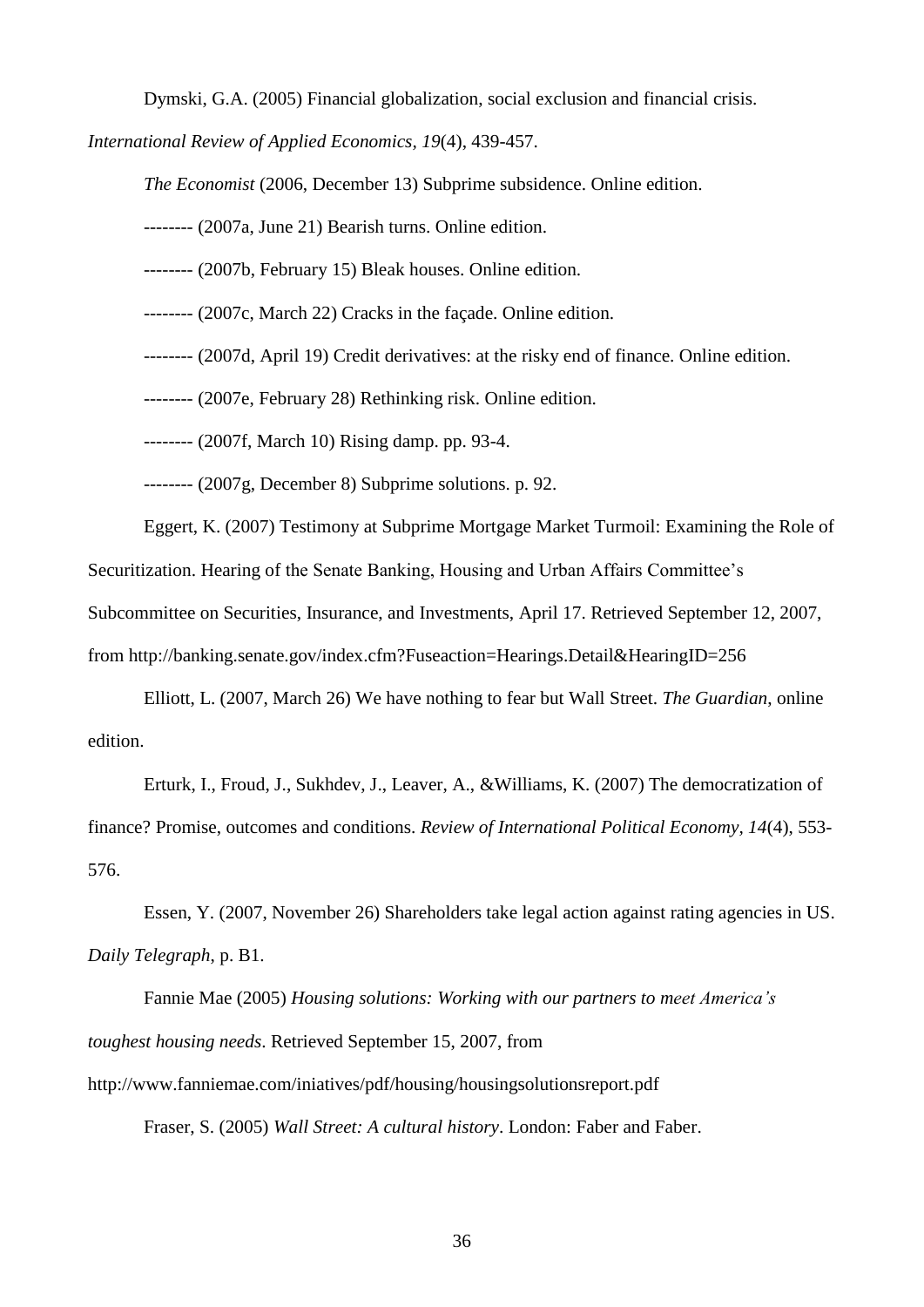Dymski, G.A. (2005) Financial globalization, social exclusion and financial crisis. *International Review of Applied Economics, 19*(4), 439-457.

*The Economist* (2006, December 13) Subprime subsidence. Online edition.

-------- (2007a, June 21) Bearish turns. Online edition.

-------- (2007b, February 15) Bleak houses. Online edition.

-------- (2007c, March 22) Cracks in the façade. Online edition.

-------- (2007d, April 19) Credit derivatives: at the risky end of finance. Online edition.

-------- (2007e, February 28) Rethinking risk. Online edition.

-------- (2007f, March 10) Rising damp. pp. 93-4.

-------- (2007g, December 8) Subprime solutions. p. 92.

Eggert, K. (2007) Testimony at Subprime Mortgage Market Turmoil: Examining the Role of Securitization. Hearing of the Senate Banking, Housing and Urban Affairs Committee's Subcommittee on Securities, Insurance, and Investments, April 17. Retrieved September 12, 2007, from http://banking.senate.gov/index.cfm?Fuseaction=Hearings.Detail&HearingID=256

Elliott, L. (2007, March 26) We have nothing to fear but Wall Street. *The Guardian*, online edition.

Erturk, I., Froud, J., Sukhdev, J., Leaver, A., &Williams, K. (2007) The democratization of finance? Promise, outcomes and conditions. *Review of International Political Economy*, *14*(4), 553-576.

Essen, Y. (2007, November 26) Shareholders take legal action against rating agencies in US. *Daily Telegraph*, p. B1.

Fannie Mae (2005) *Housing solutions: Working with our partners to meet America's toughest housing needs*. Retrieved September 15, 2007, from http://www.fanniemae.com/iniatives/pdf/housing/housingsolutionsreport.pdf

Fraser, S. (2005) *Wall Street: A cultural history*. London: Faber and Faber.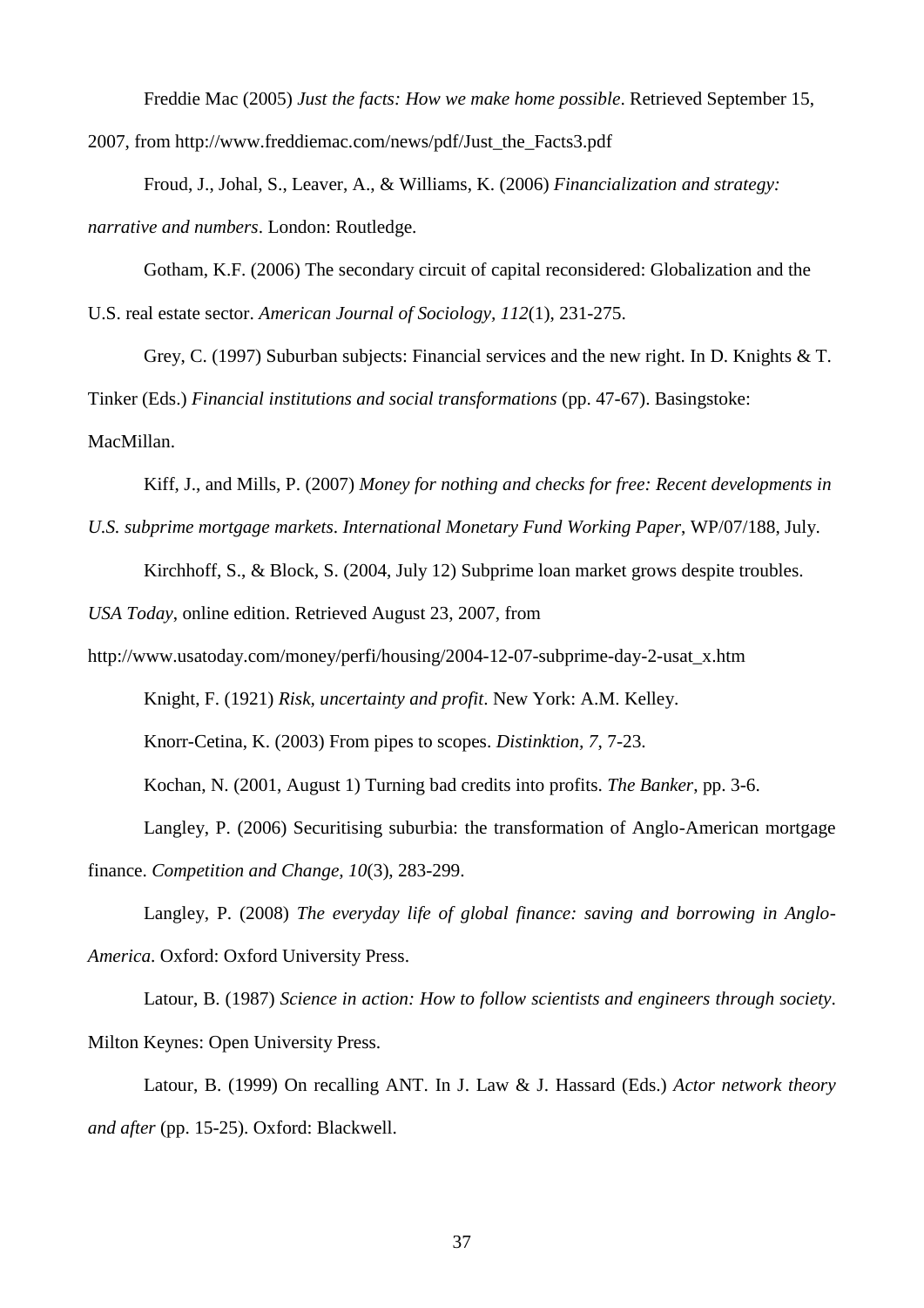Freddie Mac (2005) *Just the facts: How we make home possible*. Retrieved September 15, 2007, from http://www.freddiemac.com/news/pdf/Just_the_Facts3.pdf

Froud, J., Johal, S., Leaver, A., & Williams, K. (2006) *Financialization and strategy: narrative and numbers*. London: Routledge.

Gotham, K.F. (2006) The secondary circuit of capital reconsidered: Globalization and the U.S. real estate sector. *American Journal of Sociology, 112*(1), 231-275.

Grey, C. (1997) Suburban subjects: Financial services and the new right. In D. Knights & T. Tinker (Eds.) *Financial institutions and social transformations* (pp. 47-67). Basingstoke: MacMillan.

Kiff, J., and Mills, P. (2007) *Money for nothing and checks for free: Recent developments in U.S. subprime mortgage markets*. *International Monetary Fund Working Paper*, WP/07/188, July.

Kirchhoff, S., & Block, S. (2004, July 12) Subprime loan market grows despite troubles. *USA Today*, online edition. Retrieved August 23, 2007, from http://www.usatoday.com/money/perfi/housing/2004-12-07-subprime-day-2-usat_x.htm

Knight, F. (1921) *Risk, uncertainty and profit*. New York: A.M. Kelley.

Knorr-Cetina, K. (2003) From pipes to scopes. *Distinktion, 7*, 7-23.

Kochan, N. (2001, August 1) Turning bad credits into profits. *The Banker*, pp. 3-6.

Langley, P. (2006) Securitising suburbia: the transformation of Anglo-American mortgage finance. *Competition and Change, 10*(3), 283-299.

Langley, P. (2008) *The everyday life of global finance: saving and borrowing in Anglo-America*. Oxford: Oxford University Press.

Latour, B. (1987) *Science in action: How to follow scientists and engineers through society*. Milton Keynes: Open University Press.

Latour, B. (1999) On recalling ANT. In J. Law & J. Hassard (Eds.) *Actor network theory and after* (pp. 15-25). Oxford: Blackwell.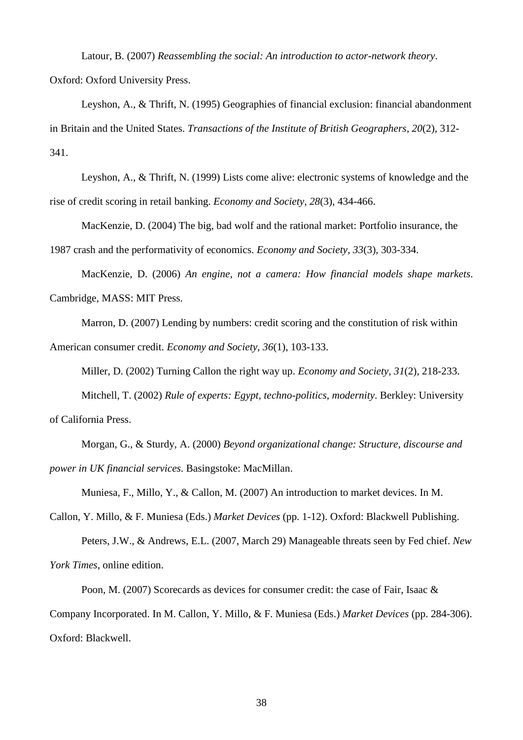Latour, B. (2007) *Reassembling the social: An introduction to actor-network theory*. Oxford: Oxford University Press.

Leyshon, A., & Thrift, N. (1995) Geographies of financial exclusion: financial abandonment in Britain and the United States. *Transactions of the Institute of British Geographers, 20*(2), 312-341.

Leyshon, A., & Thrift, N. (1999) Lists come alive: electronic systems of knowledge and the rise of credit scoring in retail banking. *Economy and Society, 28*(3), 434-466.

MacKenzie, D. (2004) The big, bad wolf and the rational market: Portfolio insurance, the 1987 crash and the performativity of economics. *Economy and Society, 33*(3), 303-334.

MacKenzie, D. (2006) *An engine, not a camera: How financial models shape markets*. Cambridge, MASS: MIT Press.

Marron, D. (2007) Lending by numbers: credit scoring and the constitution of risk within American consumer credit. *Economy and Society, 36*(1), 103-133.

Miller, D. (2002) Turning Callon the right way up. *Economy and Society, 31*(2), 218-233.

Mitchell, T. (2002) *Rule of experts: Egypt, techno-politics, modernity*. Berkley: University of California Press.

Morgan, G., & Sturdy, A. (2000) *Beyond organizational change: Structure, discourse and power in UK financial services*. Basingstoke: MacMillan.

Muniesa, F., Millo, Y., & Callon, M. (2007) An introduction to market devices. In M. Callon, Y. Millo, & F. Muniesa (Eds.) *Market Devices* (pp. 1-12). Oxford: Blackwell Publishing.

Peters, J.W., & Andrews, E.L. (2007, March 29) Manageable threats seen by Fed chief. *New York Times*, online edition.

Poon, M. (2007) Scorecards as devices for consumer credit: the case of Fair, Isaac & Company Incorporated. In M. Callon, Y. Millo, & F. Muniesa (Eds.) *Market Devices* (pp. 284-306). Oxford: Blackwell.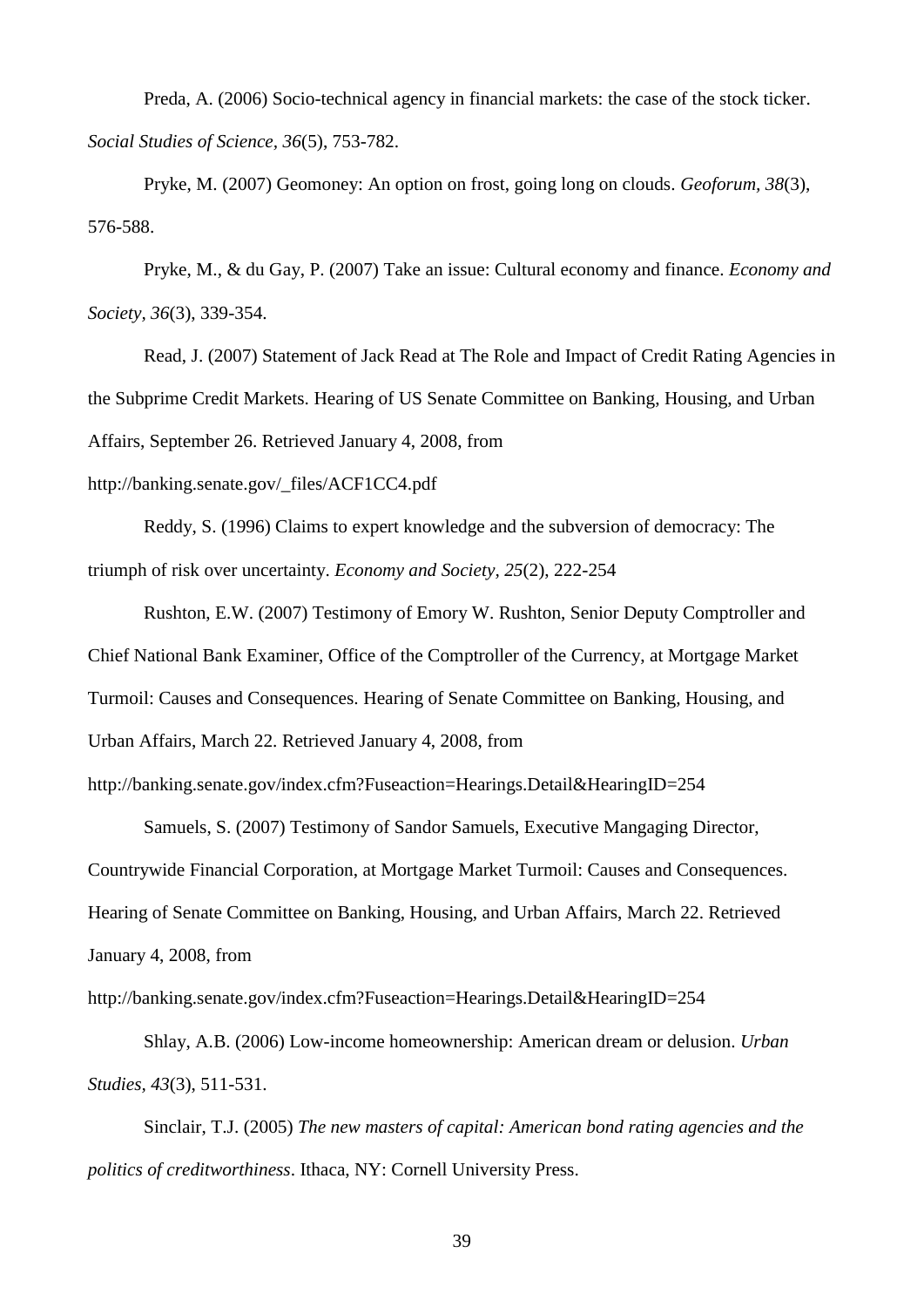Preda, A. (2006) Socio-technical agency in financial markets: the case of the stock ticker. *Social Studies of Science*, *36*(5), 753-782.

Pryke, M. (2007) Geomoney: An option on frost, going long on clouds. *Geoforum, 38*(3), 576-588.

Pryke, M., & du Gay, P. (2007) Take an issue: Cultural economy and finance. *Economy and Society*, *36*(3), 339-354.

Read, J. (2007) Statement of Jack Read at The Role and Impact of Credit Rating Agencies in the Subprime Credit Markets. Hearing of US Senate Committee on Banking, Housing, and Urban Affairs, September 26. Retrieved January 4, 2008, from http://banking.senate.gov/_files/ACF1CC4.pdf

Reddy, S. (1996) Claims to expert knowledge and the subversion of democracy: The triumph of risk over uncertainty. *Economy and Society*, *25*(2), 222-254

Rushton, E.W. (2007) Testimony of Emory W. Rushton, Senior Deputy Comptroller and Chief National Bank Examiner, Office of the Comptroller of the Currency, at Mortgage Market Turmoil: Causes and Consequences. Hearing of Senate Committee on Banking, Housing, and Urban Affairs, March 22. Retrieved January 4, 2008, from http://banking.senate.gov/index.cfm?Fuseaction=Hearings.Detail&HearingID=254

Samuels, S. (2007) Testimony of Sandor Samuels, Executive Mangaging Director, Countrywide Financial Corporation, at Mortgage Market Turmoil: Causes and Consequences. Hearing of Senate Committee on Banking, Housing, and Urban Affairs, March 22. Retrieved January 4, 2008, from http://banking.senate.gov/index.cfm?Fuseaction=Hearings.Detail&HearingID=254

Shlay, A.B. (2006) Low-income homeownership: American dream or delusion. *Urban Studies*, *43*(3), 511-531.

Sinclair, T.J. (2005) *The new masters of capital: American bond rating agencies and the politics of creditworthiness*. Ithaca, NY: Cornell University Press.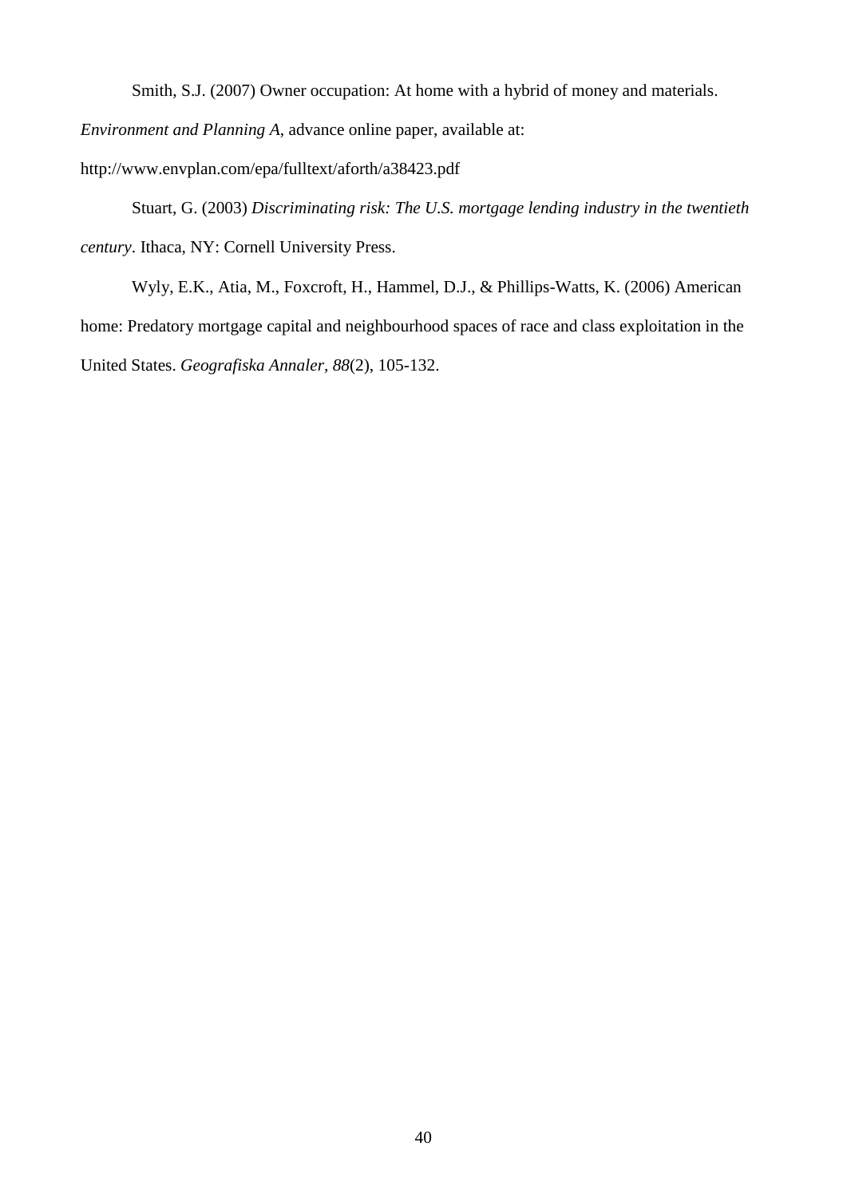Smith, S.J. (2007) Owner occupation: At home with a hybrid of money and materials. *Environment and Planning A*, advance online paper, available at: http://www.envplan.com/epa/fulltext/aforth/a38423.pdf

Stuart, G. (2003) *Discriminating risk: The U.S. mortgage lending industry in the twentieth century*. Ithaca, NY: Cornell University Press.

Wyly, E.K., Atia, M., Foxcroft, H., Hammel, D.J., & Phillips-Watts, K. (2006) American home: Predatory mortgage capital and neighbourhood spaces of race and class exploitation in the United States. *Geografiska Annaler, 88*(2), 105-132.